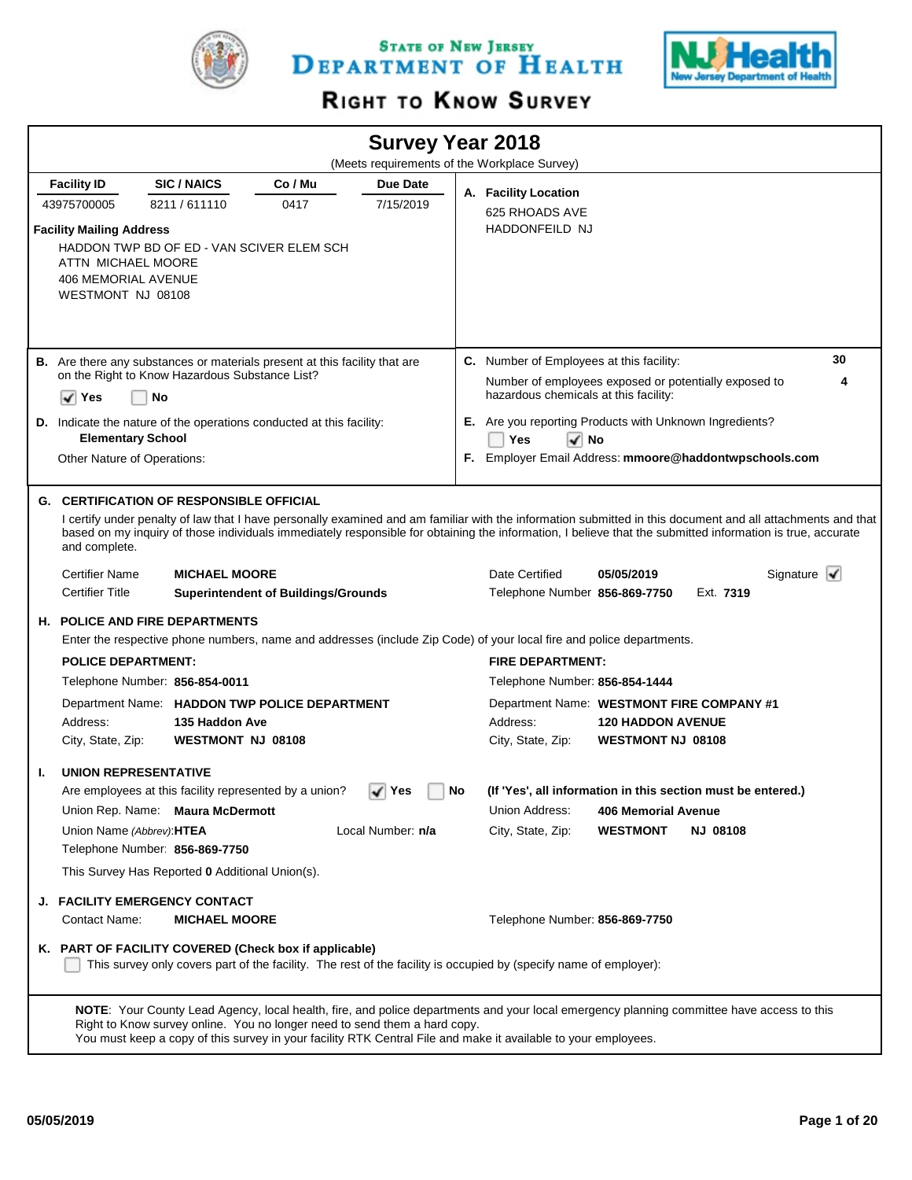# State of New Jersey Department of Health

## Right to Know Survey

## Survey Year 2018

(Meets requirements of the Workplace Survey)

| Facility ID | SIC / NAICS | Co / Mu | Due Date |
|---|---|---|---|
| 43975700005 | 8211 / 611110 | 0417 | 7/15/2019 |

**Facility Mailing Address**

HADDON TWP BD OF ED - VAN SCIVER ELEM SCH
ATTN MICHAEL MOORE
406 MEMORIAL AVENUE
WESTMONT NJ 08108

**A. Facility Location**

625 RHOADS AVE
HADDONFEILD NJ

**B.** Are there any substances or materials present at this facility that are on the Right to Know Hazardous Substance List?

☑ Yes ☐ No

**C.** Number of Employees at this facility: **30**

Number of employees exposed or potentially exposed to hazardous chemicals at this facility: **4**

**D.** Indicate the nature of the operations conducted at this facility:
**Elementary School**

Other Nature of Operations:

**E.** Are you reporting Products with Unknown Ingredients?

☐ Yes ☑ No

**F.** Employer Email Address: **mmoore@haddontwpschools.com**

### G. CERTIFICATION OF RESPONSIBLE OFFICIAL

I certify under penalty of law that I have personally examined and am familiar with the information submitted in this document and all attachments and that based on my inquiry of those individuals immediately responsible for obtaining the information, I believe that the submitted information is true, accurate and complete.

Certifier Name **MICHAEL MOORE**
Certifier Title **Superintendent of Buildings/Grounds**
Date Certified **05/05/2019**
Telephone Number **856-869-7750** Ext. **7319**
Signature ☑

### H. POLICE AND FIRE DEPARTMENTS

Enter the respective phone numbers, name and addresses (include Zip Code) of your local fire and police departments.

**POLICE DEPARTMENT:**

Telephone Number: **856-854-0011**
Department Name: **HADDON TWP POLICE DEPARTMENT**
Address: **135 Haddon Ave**
City, State, Zip: **WESTMONT NJ 08108**

**FIRE DEPARTMENT:**

Telephone Number: **856-854-1444**
Department Name: **WESTMONT FIRE COMPANY #1**
Address: **120 HADDON AVENUE**
City, State, Zip: **WESTMONT NJ 08108**

### I. UNION REPRESENTATIVE

Are employees at this facility represented by a union? ☑ Yes ☐ No **(If 'Yes', all information in this section must be entered.)**

Union Rep. Name: **Maura McDermott**
Union Name *(Abbrev)*: **HTEA**
Local Number: **n/a**
Telephone Number: **856-869-7750**
Union Address: **406 Memorial Avenue**
City, State, Zip: **WESTMONT NJ 08108**

This Survey Has Reported **0** Additional Union(s).

### J. FACILITY EMERGENCY CONTACT

Contact Name: **MICHAEL MOORE**
Telephone Number: **856-869-7750**

### K. PART OF FACILITY COVERED (Check box if applicable)

☐ This survey only covers part of the facility. The rest of the facility is occupied by (specify name of employer):

**NOTE**: Your County Lead Agency, local health, fire, and police departments and your local emergency planning committee have access to this Right to Know survey online. You no longer need to send them a hard copy.
You must keep a copy of this survey in your facility RTK Central File and make it available to your employees.

05/05/2019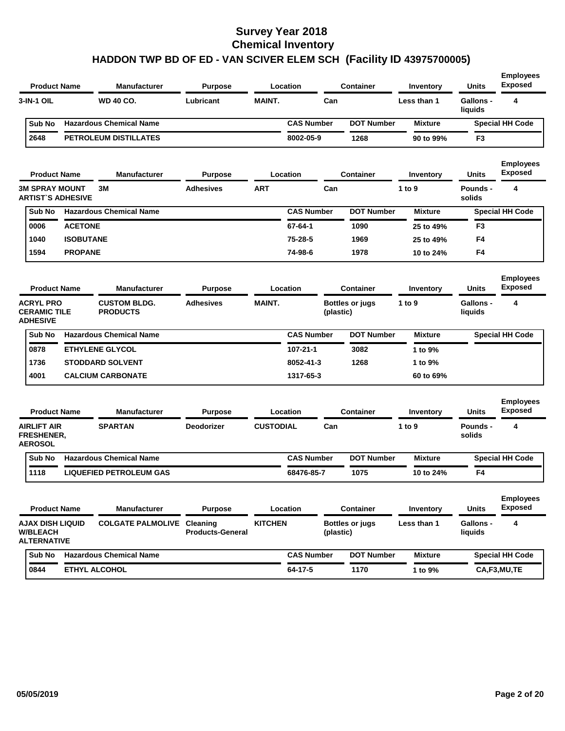# Survey Year 2018
# Chemical Inventory
## HADDON TWP BD OF ED - VAN SCIVER ELEM SCH (Facility ID 43975700005)

| Product Name | Manufacturer | Purpose | Location | Container | Inventory | Units | Employees Exposed |
|---|---|---|---|---|---|---|---|
| 3-IN-1 OIL | WD 40 CO. | Lubricant | MAINT. | Can | Less than 1 | Gallons - liquids | 4 |

| Sub No | Hazardous Chemical Name | CAS Number | DOT Number | Mixture | Special HH Code |
|---|---|---|---|---|---|
| 2648 | PETROLEUM DISTILLATES | 8002-05-9 | 1268 | 90 to 99% | F3 |

| Product Name | Manufacturer | Purpose | Location | Container | Inventory | Units | Employees Exposed |
|---|---|---|---|---|---|---|---|
| 3M SPRAY MOUNT ARTIST`S ADHESIVE | 3M | Adhesives | ART | Can | 1 to 9 | Pounds - solids | 4 |

| Sub No | Hazardous Chemical Name | CAS Number | DOT Number | Mixture | Special HH Code |
|---|---|---|---|---|---|
| 0006 | ACETONE | 67-64-1 | 1090 | 25 to 49% | F3 |
| 1040 | ISOBUTANE | 75-28-5 | 1969 | 25 to 49% | F4 |
| 1594 | PROPANE | 74-98-6 | 1978 | 10 to 24% | F4 |

| Product Name | Manufacturer | Purpose | Location | Container | Inventory | Units | Employees Exposed |
|---|---|---|---|---|---|---|---|
| ACRYL PRO CERAMIC TILE ADHESIVE | CUSTOM BLDG. PRODUCTS | Adhesives | MAINT. | Bottles or jugs (plastic) | 1 to 9 | Gallons - liquids | 4 |

| Sub No | Hazardous Chemical Name | CAS Number | DOT Number | Mixture | Special HH Code |
|---|---|---|---|---|---|
| 0878 | ETHYLENE GLYCOL | 107-21-1 | 3082 | 1 to 9% | |
| 1736 | STODDARD SOLVENT | 8052-41-3 | 1268 | 1 to 9% | |
| 4001 | CALCIUM CARBONATE | 1317-65-3 | | 60 to 69% | |

| Product Name | Manufacturer | Purpose | Location | Container | Inventory | Units | Employees Exposed |
|---|---|---|---|---|---|---|---|
| AIRLIFT AIR FRESHENER, AEROSOL | SPARTAN | Deodorizer | CUSTODIAL | Can | 1 to 9 | Pounds - solids | 4 |

| Sub No | Hazardous Chemical Name | CAS Number | DOT Number | Mixture | Special HH Code |
|---|---|---|---|---|---|
| 1118 | LIQUEFIED PETROLEUM GAS | 68476-85-7 | 1075 | 10 to 24% | F4 |

| Product Name | Manufacturer | Purpose | Location | Container | Inventory | Units | Employees Exposed |
|---|---|---|---|---|---|---|---|
| AJAX DISH LIQUID W/BLEACH ALTERNATIVE | COLGATE PALMOLIVE | Cleaning Products-General | KITCHEN | Bottles or jugs (plastic) | Less than 1 | Gallons - liquids | 4 |

| Sub No | Hazardous Chemical Name | CAS Number | DOT Number | Mixture | Special HH Code |
|---|---|---|---|---|---|
| 0844 | ETHYL ALCOHOL | 64-17-5 | 1170 | 1 to 9% | CA,F3,MU,TE |

05/05/2019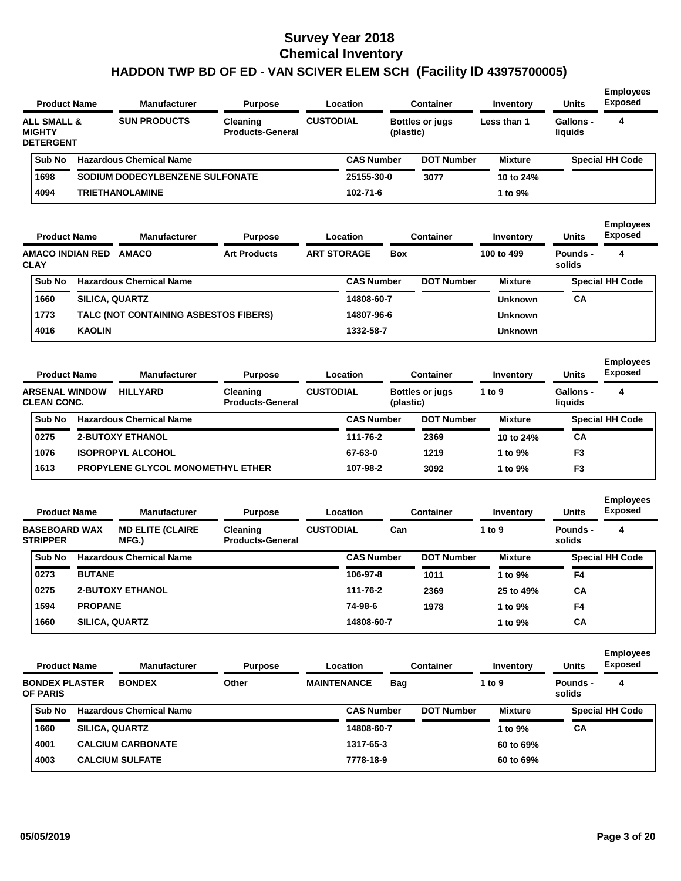# Survey Year 2018
# Chemical Inventory
# HADDON TWP BD OF ED - VAN SCIVER ELEM SCH (Facility ID 43975700005)

| Product Name | Manufacturer | Purpose | Location | Container | Inventory | Units | Employees Exposed |
|---|---|---|---|---|---|---|---|
| **ALL SMALL & MIGHTY DETERGENT** | **SUN PRODUCTS** | **Cleaning Products-General** | **CUSTODIAL** | **Bottles or jugs (plastic)** | **Less than 1** | **Gallons - liquids** | **4** |

| Sub No | Hazardous Chemical Name | CAS Number | DOT Number | Mixture | Special HH Code |
|---|---|---|---|---|---|
| 1698 | SODIUM DODECYLBENZENE SULFONATE | 25155-30-0 | 3077 | 10 to 24% | |
| 4094 | TRIETHANOLAMINE | 102-71-6 | | 1 to 9% | |

| Product Name | Manufacturer | Purpose | Location | Container | Inventory | Units | Employees Exposed |
|---|---|---|---|---|---|---|---|
| **AMACO INDIAN RED CLAY** | **AMACO** | **Art Products** | **ART STORAGE** | **Box** | **100 to 499** | **Pounds - solids** | **4** |

| Sub No | Hazardous Chemical Name | CAS Number | DOT Number | Mixture | Special HH Code |
|---|---|---|---|---|---|
| 1660 | SILICA, QUARTZ | 14808-60-7 | | Unknown | CA |
| 1773 | TALC (NOT CONTAINING ASBESTOS FIBERS) | 14807-96-6 | | Unknown | |
| 4016 | KAOLIN | 1332-58-7 | | Unknown | |

| Product Name | Manufacturer | Purpose | Location | Container | Inventory | Units | Employees Exposed |
|---|---|---|---|---|---|---|---|
| **ARSENAL WINDOW CLEAN CONC.** | **HILLYARD** | **Cleaning Products-General** | **CUSTODIAL** | **Bottles or jugs (plastic)** | **1 to 9** | **Gallons - liquids** | **4** |

| Sub No | Hazardous Chemical Name | CAS Number | DOT Number | Mixture | Special HH Code |
|---|---|---|---|---|---|
| 0275 | 2-BUTOXY ETHANOL | 111-76-2 | 2369 | 10 to 24% | CA |
| 1076 | ISOPROPYL ALCOHOL | 67-63-0 | 1219 | 1 to 9% | F3 |
| 1613 | PROPYLENE GLYCOL MONOMETHYL ETHER | 107-98-2 | 3092 | 1 to 9% | F3 |

| Product Name | Manufacturer | Purpose | Location | Container | Inventory | Units | Employees Exposed |
|---|---|---|---|---|---|---|---|
| **BASEBOARD WAX STRIPPER** | **MD ELITE (CLAIRE MFG.)** | **Cleaning Products-General** | **CUSTODIAL** | **Can** | **1 to 9** | **Pounds - solids** | **4** |

| Sub No | Hazardous Chemical Name | CAS Number | DOT Number | Mixture | Special HH Code |
|---|---|---|---|---|---|
| 0273 | BUTANE | 106-97-8 | 1011 | 1 to 9% | F4 |
| 0275 | 2-BUTOXY ETHANOL | 111-76-2 | 2369 | 25 to 49% | CA |
| 1594 | PROPANE | 74-98-6 | 1978 | 1 to 9% | F4 |
| 1660 | SILICA, QUARTZ | 14808-60-7 | | 1 to 9% | CA |

| Product Name | Manufacturer | Purpose | Location | Container | Inventory | Units | Employees Exposed |
|---|---|---|---|---|---|---|---|
| **BONDEX PLASTER OF PARIS** | **BONDEX** | **Other** | **MAINTENANCE** | **Bag** | **1 to 9** | **Pounds - solids** | **4** |

| Sub No | Hazardous Chemical Name | CAS Number | DOT Number | Mixture | Special HH Code |
|---|---|---|---|---|---|
| 1660 | SILICA, QUARTZ | 14808-60-7 | | 1 to 9% | CA |
| 4001 | CALCIUM CARBONATE | 1317-65-3 | | 60 to 69% | |
| 4003 | CALCIUM SULFATE | 7778-18-9 | | 60 to 69% | |

05/05/2019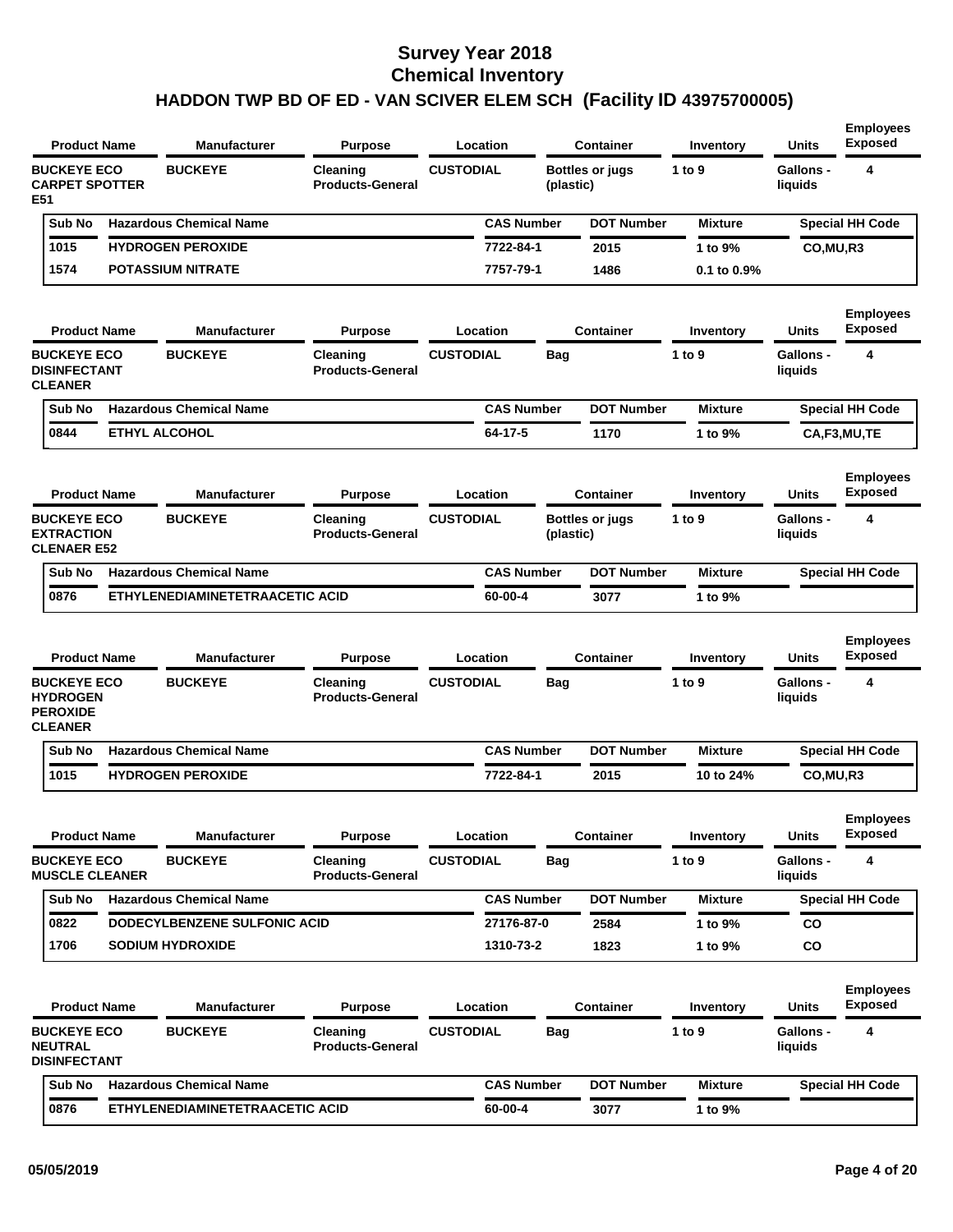# Survey Year 2018
# Chemical Inventory
# HADDON TWP BD OF ED - VAN SCIVER ELEM SCH (Facility ID 43975700005)

| Product Name | Manufacturer | Purpose | Location | Container | Inventory | Units | Employees Exposed |
|---|---|---|---|---|---|---|---|
| BUCKEYE ECO CARPET SPOTTER E51 | BUCKEYE | Cleaning Products-General | CUSTODIAL | Bottles or jugs (plastic) | 1 to 9 | Gallons - liquids | 4 |

| Sub No | Hazardous Chemical Name | CAS Number | DOT Number | Mixture | Special HH Code |
|---|---|---|---|---|---|
| 1015 | HYDROGEN PEROXIDE | 7722-84-1 | 2015 | 1 to 9% | CO,MU,R3 |
| 1574 | POTASSIUM NITRATE | 7757-79-1 | 1486 | 0.1 to 0.9% | |

| Product Name | Manufacturer | Purpose | Location | Container | Inventory | Units | Employees Exposed |
|---|---|---|---|---|---|---|---|
| BUCKEYE ECO DISINFECTANT CLEANER | BUCKEYE | Cleaning Products-General | CUSTODIAL | Bag | 1 to 9 | Gallons - liquids | 4 |

| Sub No | Hazardous Chemical Name | CAS Number | DOT Number | Mixture | Special HH Code |
|---|---|---|---|---|---|
| 0844 | ETHYL ALCOHOL | 64-17-5 | 1170 | 1 to 9% | CA,F3,MU,TE |

| Product Name | Manufacturer | Purpose | Location | Container | Inventory | Units | Employees Exposed |
|---|---|---|---|---|---|---|---|
| BUCKEYE ECO EXTRACTION CLENAER E52 | BUCKEYE | Cleaning Products-General | CUSTODIAL | Bottles or jugs (plastic) | 1 to 9 | Gallons - liquids | 4 |

| Sub No | Hazardous Chemical Name | CAS Number | DOT Number | Mixture | Special HH Code |
|---|---|---|---|---|---|
| 0876 | ETHYLENEDIAMINETETRAACETIC ACID | 60-00-4 | 3077 | 1 to 9% | |

| Product Name | Manufacturer | Purpose | Location | Container | Inventory | Units | Employees Exposed |
|---|---|---|---|---|---|---|---|
| BUCKEYE ECO HYDROGEN PEROXIDE CLEANER | BUCKEYE | Cleaning Products-General | CUSTODIAL | Bag | 1 to 9 | Gallons - liquids | 4 |

| Sub No | Hazardous Chemical Name | CAS Number | DOT Number | Mixture | Special HH Code |
|---|---|---|---|---|---|
| 1015 | HYDROGEN PEROXIDE | 7722-84-1 | 2015 | 10 to 24% | CO,MU,R3 |

| Product Name | Manufacturer | Purpose | Location | Container | Inventory | Units | Employees Exposed |
|---|---|---|---|---|---|---|---|
| BUCKEYE ECO MUSCLE CLEANER | BUCKEYE | Cleaning Products-General | CUSTODIAL | Bag | 1 to 9 | Gallons - liquids | 4 |

| Sub No | Hazardous Chemical Name | CAS Number | DOT Number | Mixture | Special HH Code |
|---|---|---|---|---|---|
| 0822 | DODECYLBENZENE SULFONIC ACID | 27176-87-0 | 2584 | 1 to 9% | CO |
| 1706 | SODIUM HYDROXIDE | 1310-73-2 | 1823 | 1 to 9% | CO |

| Product Name | Manufacturer | Purpose | Location | Container | Inventory | Units | Employees Exposed |
|---|---|---|---|---|---|---|---|
| BUCKEYE ECO NEUTRAL DISINFECTANT | BUCKEYE | Cleaning Products-General | CUSTODIAL | Bag | 1 to 9 | Gallons - liquids | 4 |

| Sub No | Hazardous Chemical Name | CAS Number | DOT Number | Mixture | Special HH Code |
|---|---|---|---|---|---|
| 0876 | ETHYLENEDIAMINETETRAACETIC ACID | 60-00-4 | 3077 | 1 to 9% | |

05/05/2019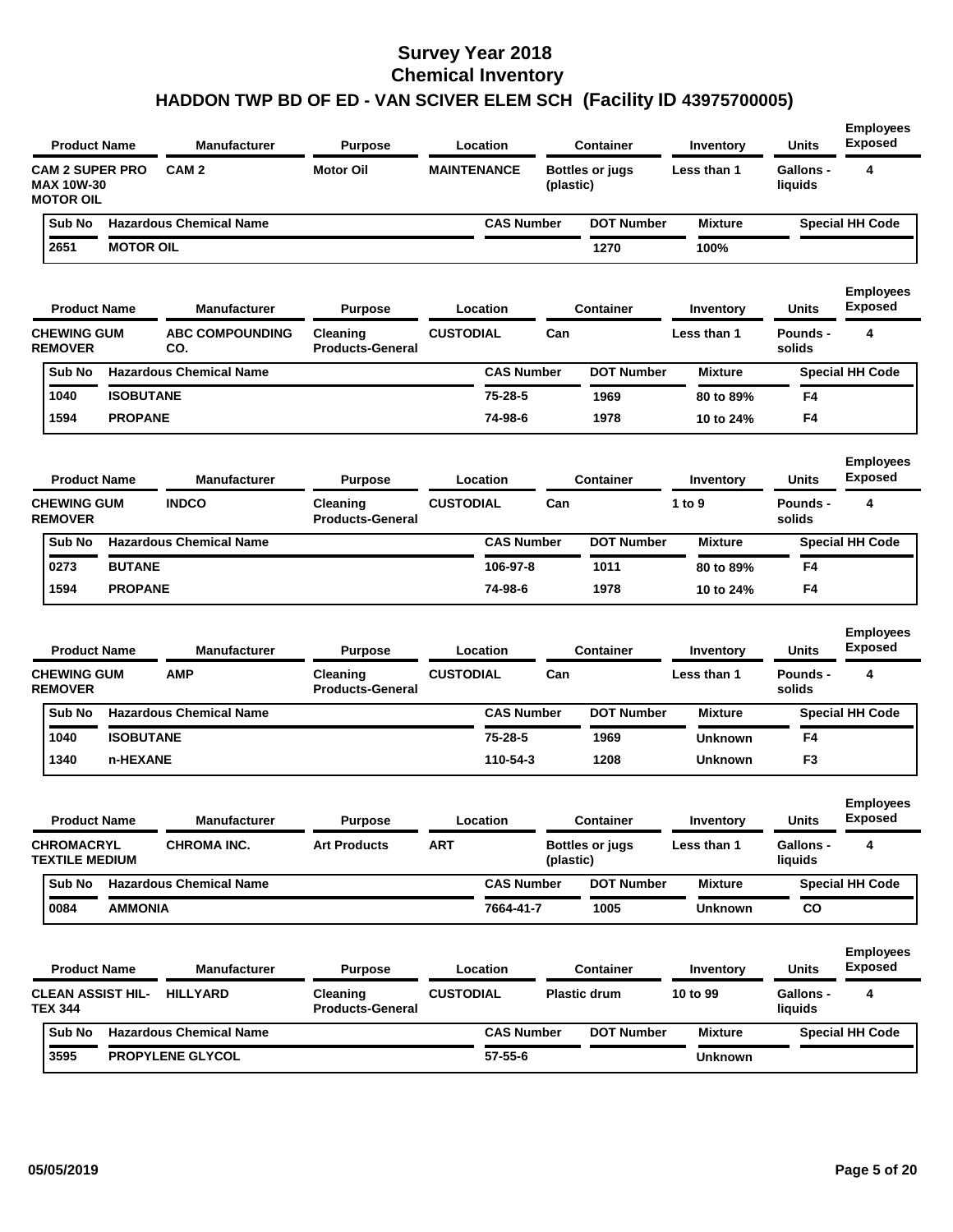# Survey Year 2018
# Chemical Inventory
## HADDON TWP BD OF ED - VAN SCIVER ELEM SCH (Facility ID 43975700005)

| Product Name | Manufacturer | Purpose | Location | Container | Inventory | Units | Employees Exposed |
|---|---|---|---|---|---|---|---|
| CAM 2 SUPER PRO MAX 10W-30 MOTOR OIL | CAM 2 | Motor Oil | MAINTENANCE | Bottles or jugs (plastic) | Less than 1 | Gallons - liquids | 4 |

| Sub No | Hazardous Chemical Name | CAS Number | DOT Number | Mixture | Special HH Code |
|---|---|---|---|---|---|
| 2651 | MOTOR OIL | | 1270 | 100% | |

| Product Name | Manufacturer | Purpose | Location | Container | Inventory | Units | Employees Exposed |
|---|---|---|---|---|---|---|---|
| CHEWING GUM REMOVER | ABC COMPOUNDING CO. | Cleaning Products-General | CUSTODIAL | Can | Less than 1 | Pounds - solids | 4 |

| Sub No | Hazardous Chemical Name | CAS Number | DOT Number | Mixture | Special HH Code |
|---|---|---|---|---|---|
| 1040 | ISOBUTANE | 75-28-5 | 1969 | 80 to 89% | F4 |
| 1594 | PROPANE | 74-98-6 | 1978 | 10 to 24% | F4 |

| Product Name | Manufacturer | Purpose | Location | Container | Inventory | Units | Employees Exposed |
|---|---|---|---|---|---|---|---|
| CHEWING GUM REMOVER | INDCO | Cleaning Products-General | CUSTODIAL | Can | 1 to 9 | Pounds - solids | 4 |

| Sub No | Hazardous Chemical Name | CAS Number | DOT Number | Mixture | Special HH Code |
|---|---|---|---|---|---|
| 0273 | BUTANE | 106-97-8 | 1011 | 80 to 89% | F4 |
| 1594 | PROPANE | 74-98-6 | 1978 | 10 to 24% | F4 |

| Product Name | Manufacturer | Purpose | Location | Container | Inventory | Units | Employees Exposed |
|---|---|---|---|---|---|---|---|
| CHEWING GUM REMOVER | AMP | Cleaning Products-General | CUSTODIAL | Can | Less than 1 | Pounds - solids | 4 |

| Sub No | Hazardous Chemical Name | CAS Number | DOT Number | Mixture | Special HH Code |
|---|---|---|---|---|---|
| 1040 | ISOBUTANE | 75-28-5 | 1969 | Unknown | F4 |
| 1340 | n-HEXANE | 110-54-3 | 1208 | Unknown | F3 |

| Product Name | Manufacturer | Purpose | Location | Container | Inventory | Units | Employees Exposed |
|---|---|---|---|---|---|---|---|
| CHROMACRYL TEXTILE MEDIUM | CHROMA INC. | Art Products | ART | Bottles or jugs (plastic) | Less than 1 | Gallons - liquids | 4 |

| Sub No | Hazardous Chemical Name | CAS Number | DOT Number | Mixture | Special HH Code |
|---|---|---|---|---|---|
| 0084 | AMMONIA | 7664-41-7 | 1005 | Unknown | CO |

| Product Name | Manufacturer | Purpose | Location | Container | Inventory | Units | Employees Exposed |
|---|---|---|---|---|---|---|---|
| CLEAN ASSIST HIL-TEX 344 | HILLYARD | Cleaning Products-General | CUSTODIAL | Plastic drum | 10 to 99 | Gallons - liquids | 4 |

| Sub No | Hazardous Chemical Name | CAS Number | DOT Number | Mixture | Special HH Code |
|---|---|---|---|---|---|
| 3595 | PROPYLENE GLYCOL | 57-55-6 | | Unknown | |

05/05/2019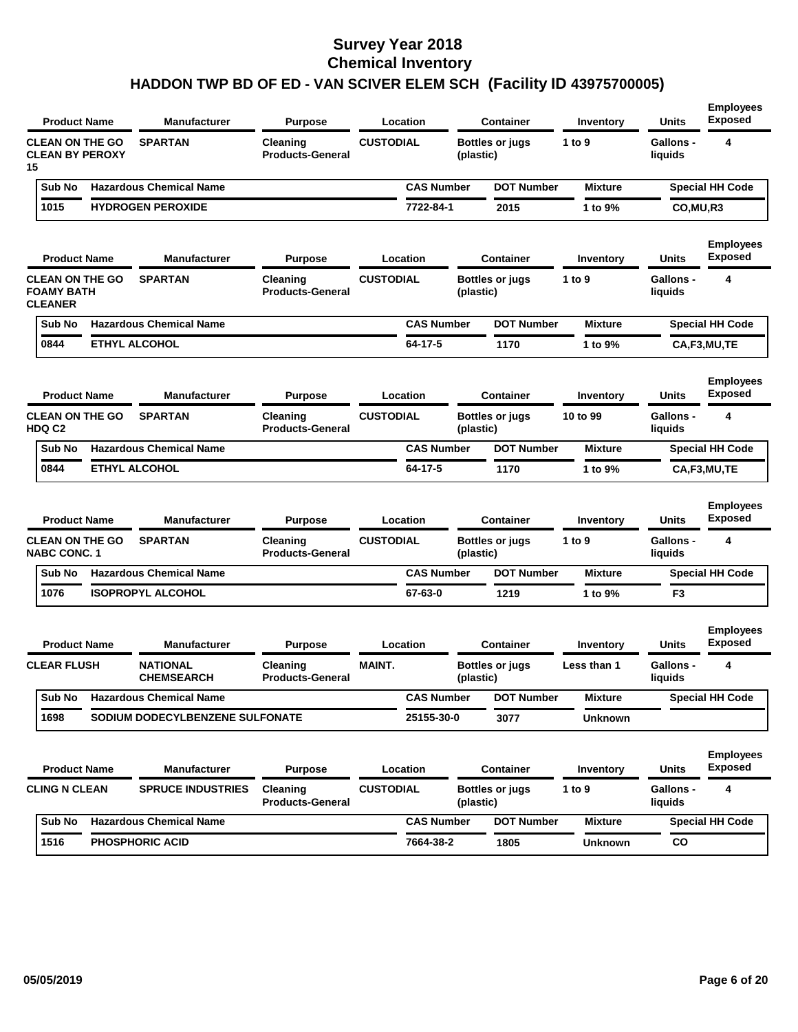# Survey Year 2018
# Chemical Inventory
## HADDON TWP BD OF ED - VAN SCIVER ELEM SCH (Facility ID 43975700005)

| Product Name | Manufacturer | Purpose | Location | Container | Inventory | Units | Employees Exposed |
|---|---|---|---|---|---|---|---|
| CLEAN ON THE GO CLEAN BY PEROXY 15 | SPARTAN | Cleaning Products-General | CUSTODIAL | Bottles or jugs (plastic) | 1 to 9 | Gallons - liquids | 4 |

| Sub No | Hazardous Chemical Name | CAS Number | DOT Number | Mixture | Special HH Code |
|---|---|---|---|---|---|
| 1015 | HYDROGEN PEROXIDE | 7722-84-1 | 2015 | 1 to 9% | CO,MU,R3 |

| Product Name | Manufacturer | Purpose | Location | Container | Inventory | Units | Employees Exposed |
|---|---|---|---|---|---|---|---|
| CLEAN ON THE GO FOAMY BATH CLEANER | SPARTAN | Cleaning Products-General | CUSTODIAL | Bottles or jugs (plastic) | 1 to 9 | Gallons - liquids | 4 |

| Sub No | Hazardous Chemical Name | CAS Number | DOT Number | Mixture | Special HH Code |
|---|---|---|---|---|---|
| 0844 | ETHYL ALCOHOL | 64-17-5 | 1170 | 1 to 9% | CA,F3,MU,TE |

| Product Name | Manufacturer | Purpose | Location | Container | Inventory | Units | Employees Exposed |
|---|---|---|---|---|---|---|---|
| CLEAN ON THE GO HDQ C2 | SPARTAN | Cleaning Products-General | CUSTODIAL | Bottles or jugs (plastic) | 10 to 99 | Gallons - liquids | 4 |

| Sub No | Hazardous Chemical Name | CAS Number | DOT Number | Mixture | Special HH Code |
|---|---|---|---|---|---|
| 0844 | ETHYL ALCOHOL | 64-17-5 | 1170 | 1 to 9% | CA,F3,MU,TE |

| Product Name | Manufacturer | Purpose | Location | Container | Inventory | Units | Employees Exposed |
|---|---|---|---|---|---|---|---|
| CLEAN ON THE GO NABC CONC. 1 | SPARTAN | Cleaning Products-General | CUSTODIAL | Bottles or jugs (plastic) | 1 to 9 | Gallons - liquids | 4 |

| Sub No | Hazardous Chemical Name | CAS Number | DOT Number | Mixture | Special HH Code |
|---|---|---|---|---|---|
| 1076 | ISOPROPYL ALCOHOL | 67-63-0 | 1219 | 1 to 9% | F3 |

| Product Name | Manufacturer | Purpose | Location | Container | Inventory | Units | Employees Exposed |
|---|---|---|---|---|---|---|---|
| CLEAR FLUSH | NATIONAL CHEMSEARCH | Cleaning Products-General | MAINT. | Bottles or jugs (plastic) | Less than 1 | Gallons - liquids | 4 |

| Sub No | Hazardous Chemical Name | CAS Number | DOT Number | Mixture | Special HH Code |
|---|---|---|---|---|---|
| 1698 | SODIUM DODECYLBENZENE SULFONATE | 25155-30-0 | 3077 | Unknown | |

| Product Name | Manufacturer | Purpose | Location | Container | Inventory | Units | Employees Exposed |
|---|---|---|---|---|---|---|---|
| CLING N CLEAN | SPRUCE INDUSTRIES | Cleaning Products-General | CUSTODIAL | Bottles or jugs (plastic) | 1 to 9 | Gallons - liquids | 4 |

| Sub No | Hazardous Chemical Name | CAS Number | DOT Number | Mixture | Special HH Code |
|---|---|---|---|---|---|
| 1516 | PHOSPHORIC ACID | 7664-38-2 | 1805 | Unknown | CO |

05/05/2019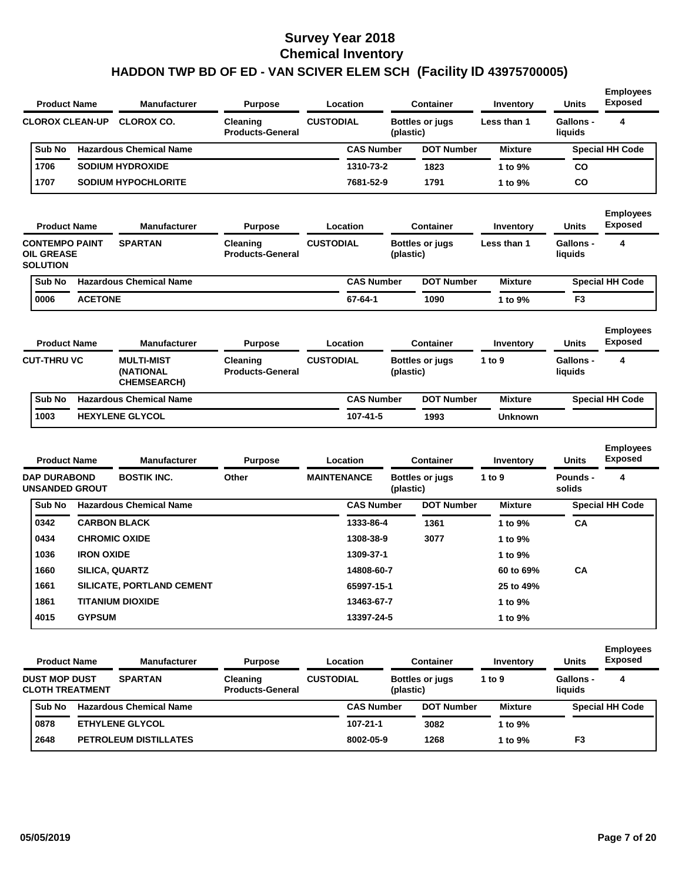# Survey Year 2018
# Chemical Inventory
## HADDON TWP BD OF ED - VAN SCIVER ELEM SCH (Facility ID 43975700005)

| Product Name | Manufacturer | Purpose | Location | Container | Inventory | Units | Employees Exposed |
|---|---|---|---|---|---|---|---|
| CLOROX CLEAN-UP | CLOROX CO. | Cleaning Products-General | CUSTODIAL | Bottles or jugs (plastic) | Less than 1 | Gallons - liquids | 4 |

| Sub No | Hazardous Chemical Name | CAS Number | DOT Number | Mixture | Special HH Code |
|---|---|---|---|---|---|
| 1706 | SODIUM HYDROXIDE | 1310-73-2 | 1823 | 1 to 9% | CO |
| 1707 | SODIUM HYPOCHLORITE | 7681-52-9 | 1791 | 1 to 9% | CO |

| Product Name | Manufacturer | Purpose | Location | Container | Inventory | Units | Employees Exposed |
|---|---|---|---|---|---|---|---|
| CONTEMPO PAINT OIL GREASE SOLUTION | SPARTAN | Cleaning Products-General | CUSTODIAL | Bottles or jugs (plastic) | Less than 1 | Gallons - liquids | 4 |

| Sub No | Hazardous Chemical Name | CAS Number | DOT Number | Mixture | Special HH Code |
|---|---|---|---|---|---|
| 0006 | ACETONE | 67-64-1 | 1090 | 1 to 9% | F3 |

| Product Name | Manufacturer | Purpose | Location | Container | Inventory | Units | Employees Exposed |
|---|---|---|---|---|---|---|---|
| CUT-THRU VC | MULTI-MIST (NATIONAL CHEMSEARCH) | Cleaning Products-General | CUSTODIAL | Bottles or jugs (plastic) | 1 to 9 | Gallons - liquids | 4 |

| Sub No | Hazardous Chemical Name | CAS Number | DOT Number | Mixture | Special HH Code |
|---|---|---|---|---|---|
| 1003 | HEXYLENE GLYCOL | 107-41-5 | 1993 | Unknown | |

| Product Name | Manufacturer | Purpose | Location | Container | Inventory | Units | Employees Exposed |
|---|---|---|---|---|---|---|---|
| DAP DURABOND UNSANDED GROUT | BOSTIK INC. | Other | MAINTENANCE | Bottles or jugs (plastic) | 1 to 9 | Pounds - solids | 4 |

| Sub No | Hazardous Chemical Name | CAS Number | DOT Number | Mixture | Special HH Code |
|---|---|---|---|---|---|
| 0342 | CARBON BLACK | 1333-86-4 | 1361 | 1 to 9% | CA |
| 0434 | CHROMIC OXIDE | 1308-38-9 | 3077 | 1 to 9% | |
| 1036 | IRON OXIDE | 1309-37-1 | | 1 to 9% | |
| 1660 | SILICA, QUARTZ | 14808-60-7 | | 60 to 69% | CA |
| 1661 | SILICATE, PORTLAND CEMENT | 65997-15-1 | | 25 to 49% | |
| 1861 | TITANIUM DIOXIDE | 13463-67-7 | | 1 to 9% | |
| 4015 | GYPSUM | 13397-24-5 | | 1 to 9% | |

| Product Name | Manufacturer | Purpose | Location | Container | Inventory | Units | Employees Exposed |
|---|---|---|---|---|---|---|---|
| DUST MOP DUST CLOTH TREATMENT | SPARTAN | Cleaning Products-General | CUSTODIAL | Bottles or jugs (plastic) | 1 to 9 | Gallons - liquids | 4 |

| Sub No | Hazardous Chemical Name | CAS Number | DOT Number | Mixture | Special HH Code |
|---|---|---|---|---|---|
| 0878 | ETHYLENE GLYCOL | 107-21-1 | 3082 | 1 to 9% | |
| 2648 | PETROLEUM DISTILLATES | 8002-05-9 | 1268 | 1 to 9% | F3 |

05/05/2019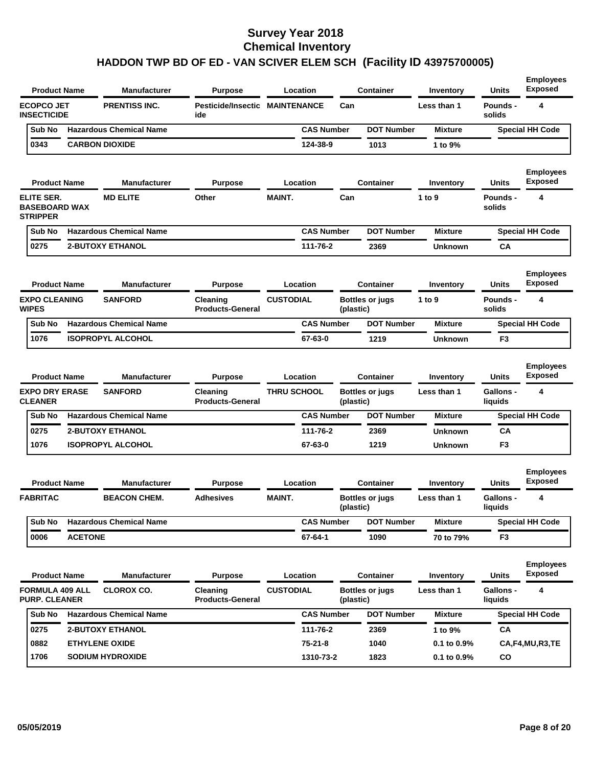# Survey Year 2018
# Chemical Inventory
## HADDON TWP BD OF ED - VAN SCIVER ELEM SCH (Facility ID 43975700005)

| Product Name | Manufacturer | Purpose | Location | Container | Inventory | Units | Employees Exposed |
|---|---|---|---|---|---|---|---|
| ECOPCO JET INSECTICIDE | PRENTISS INC. | Pesticide/Insecticide | MAINTENANCE | Can | Less than 1 | Pounds - solids | 4 |

| Sub No | Hazardous Chemical Name | CAS Number | DOT Number | Mixture | Special HH Code |
|---|---|---|---|---|---|
| 0343 | CARBON DIOXIDE | 124-38-9 | 1013 | 1 to 9% | |

| Product Name | Manufacturer | Purpose | Location | Container | Inventory | Units | Employees Exposed |
|---|---|---|---|---|---|---|---|
| ELITE SER. BASEBOARD WAX STRIPPER | MD ELITE | Other | MAINT. | Can | 1 to 9 | Pounds - solids | 4 |

| Sub No | Hazardous Chemical Name | CAS Number | DOT Number | Mixture | Special HH Code |
|---|---|---|---|---|---|
| 0275 | 2-BUTOXY ETHANOL | 111-76-2 | 2369 | Unknown | CA |

| Product Name | Manufacturer | Purpose | Location | Container | Inventory | Units | Employees Exposed |
|---|---|---|---|---|---|---|---|
| EXPO CLEANING WIPES | SANFORD | Cleaning Products-General | CUSTODIAL | Bottles or jugs (plastic) | 1 to 9 | Pounds - solids | 4 |

| Sub No | Hazardous Chemical Name | CAS Number | DOT Number | Mixture | Special HH Code |
|---|---|---|---|---|---|
| 1076 | ISOPROPYL ALCOHOL | 67-63-0 | 1219 | Unknown | F3 |

| Product Name | Manufacturer | Purpose | Location | Container | Inventory | Units | Employees Exposed |
|---|---|---|---|---|---|---|---|
| EXPO DRY ERASE CLEANER | SANFORD | Cleaning Products-General | THRU SCHOOL | Bottles or jugs (plastic) | Less than 1 | Gallons - liquids | 4 |

| Sub No | Hazardous Chemical Name | CAS Number | DOT Number | Mixture | Special HH Code |
|---|---|---|---|---|---|
| 0275 | 2-BUTOXY ETHANOL | 111-76-2 | 2369 | Unknown | CA |
| 1076 | ISOPROPYL ALCOHOL | 67-63-0 | 1219 | Unknown | F3 |

| Product Name | Manufacturer | Purpose | Location | Container | Inventory | Units | Employees Exposed |
|---|---|---|---|---|---|---|---|
| FABRITAC | BEACON CHEM. | Adhesives | MAINT. | Bottles or jugs (plastic) | Less than 1 | Gallons - liquids | 4 |

| Sub No | Hazardous Chemical Name | CAS Number | DOT Number | Mixture | Special HH Code |
|---|---|---|---|---|---|
| 0006 | ACETONE | 67-64-1 | 1090 | 70 to 79% | F3 |

| Product Name | Manufacturer | Purpose | Location | Container | Inventory | Units | Employees Exposed |
|---|---|---|---|---|---|---|---|
| FORMULA 409 ALL PURP. CLEANER | CLOROX CO. | Cleaning Products-General | CUSTODIAL | Bottles or jugs (plastic) | Less than 1 | Gallons - liquids | 4 |

| Sub No | Hazardous Chemical Name | CAS Number | DOT Number | Mixture | Special HH Code |
|---|---|---|---|---|---|
| 0275 | 2-BUTOXY ETHANOL | 111-76-2 | 2369 | 1 to 9% | CA |
| 0882 | ETHYLENE OXIDE | 75-21-8 | 1040 | 0.1 to 0.9% | CA,F4,MU,R3,TE |
| 1706 | SODIUM HYDROXIDE | 1310-73-2 | 1823 | 0.1 to 0.9% | CO |

05/05/2019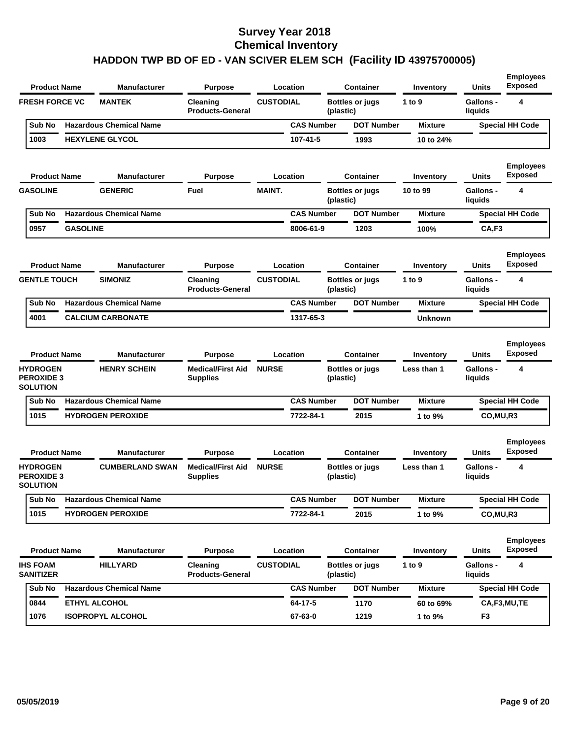# Survey Year 2018
# Chemical Inventory
## HADDON TWP BD OF ED - VAN SCIVER ELEM SCH (Facility ID 43975700005)

| Product Name | Manufacturer | Purpose | Location | Container | Inventory | Units | Employees Exposed |
|---|---|---|---|---|---|---|---|
| FRESH FORCE VC | MANTEK | Cleaning Products-General | CUSTODIAL | Bottles or jugs (plastic) | 1 to 9 | Gallons - liquids | 4 |

| Sub No | Hazardous Chemical Name | CAS Number | DOT Number | Mixture | Special HH Code |
|---|---|---|---|---|---|
| 1003 | HEXYLENE GLYCOL | 107-41-5 | 1993 | 10 to 24% | |

| Product Name | Manufacturer | Purpose | Location | Container | Inventory | Units | Employees Exposed |
|---|---|---|---|---|---|---|---|
| GASOLINE | GENERIC | Fuel | MAINT. | Bottles or jugs (plastic) | 10 to 99 | Gallons - liquids | 4 |

| Sub No | Hazardous Chemical Name | CAS Number | DOT Number | Mixture | Special HH Code |
|---|---|---|---|---|---|
| 0957 | GASOLINE | 8006-61-9 | 1203 | 100% | CA,F3 |

| Product Name | Manufacturer | Purpose | Location | Container | Inventory | Units | Employees Exposed |
|---|---|---|---|---|---|---|---|
| GENTLE TOUCH | SIMONIZ | Cleaning Products-General | CUSTODIAL | Bottles or jugs (plastic) | 1 to 9 | Gallons - liquids | 4 |

| Sub No | Hazardous Chemical Name | CAS Number | DOT Number | Mixture | Special HH Code |
|---|---|---|---|---|---|
| 4001 | CALCIUM CARBONATE | 1317-65-3 | | Unknown | |

| Product Name | Manufacturer | Purpose | Location | Container | Inventory | Units | Employees Exposed |
|---|---|---|---|---|---|---|---|
| HYDROGEN PEROXIDE 3 SOLUTION | HENRY SCHEIN | Medical/First Aid Supplies | NURSE | Bottles or jugs (plastic) | Less than 1 | Gallons - liquids | 4 |

| Sub No | Hazardous Chemical Name | CAS Number | DOT Number | Mixture | Special HH Code |
|---|---|---|---|---|---|
| 1015 | HYDROGEN PEROXIDE | 7722-84-1 | 2015 | 1 to 9% | CO,MU,R3 |

| Product Name | Manufacturer | Purpose | Location | Container | Inventory | Units | Employees Exposed |
|---|---|---|---|---|---|---|---|
| HYDROGEN PEROXIDE 3 SOLUTION | CUMBERLAND SWAN | Medical/First Aid Supplies | NURSE | Bottles or jugs (plastic) | Less than 1 | Gallons - liquids | 4 |

| Sub No | Hazardous Chemical Name | CAS Number | DOT Number | Mixture | Special HH Code |
|---|---|---|---|---|---|
| 1015 | HYDROGEN PEROXIDE | 7722-84-1 | 2015 | 1 to 9% | CO,MU,R3 |

| Product Name | Manufacturer | Purpose | Location | Container | Inventory | Units | Employees Exposed |
|---|---|---|---|---|---|---|---|
| IHS FOAM SANITIZER | HILLYARD | Cleaning Products-General | CUSTODIAL | Bottles or jugs (plastic) | 1 to 9 | Gallons - liquids | 4 |

| Sub No | Hazardous Chemical Name | CAS Number | DOT Number | Mixture | Special HH Code |
|---|---|---|---|---|---|
| 0844 | ETHYL ALCOHOL | 64-17-5 | 1170 | 60 to 69% | CA,F3,MU,TE |
| 1076 | ISOPROPYL ALCOHOL | 67-63-0 | 1219 | 1 to 9% | F3 |

05/05/2019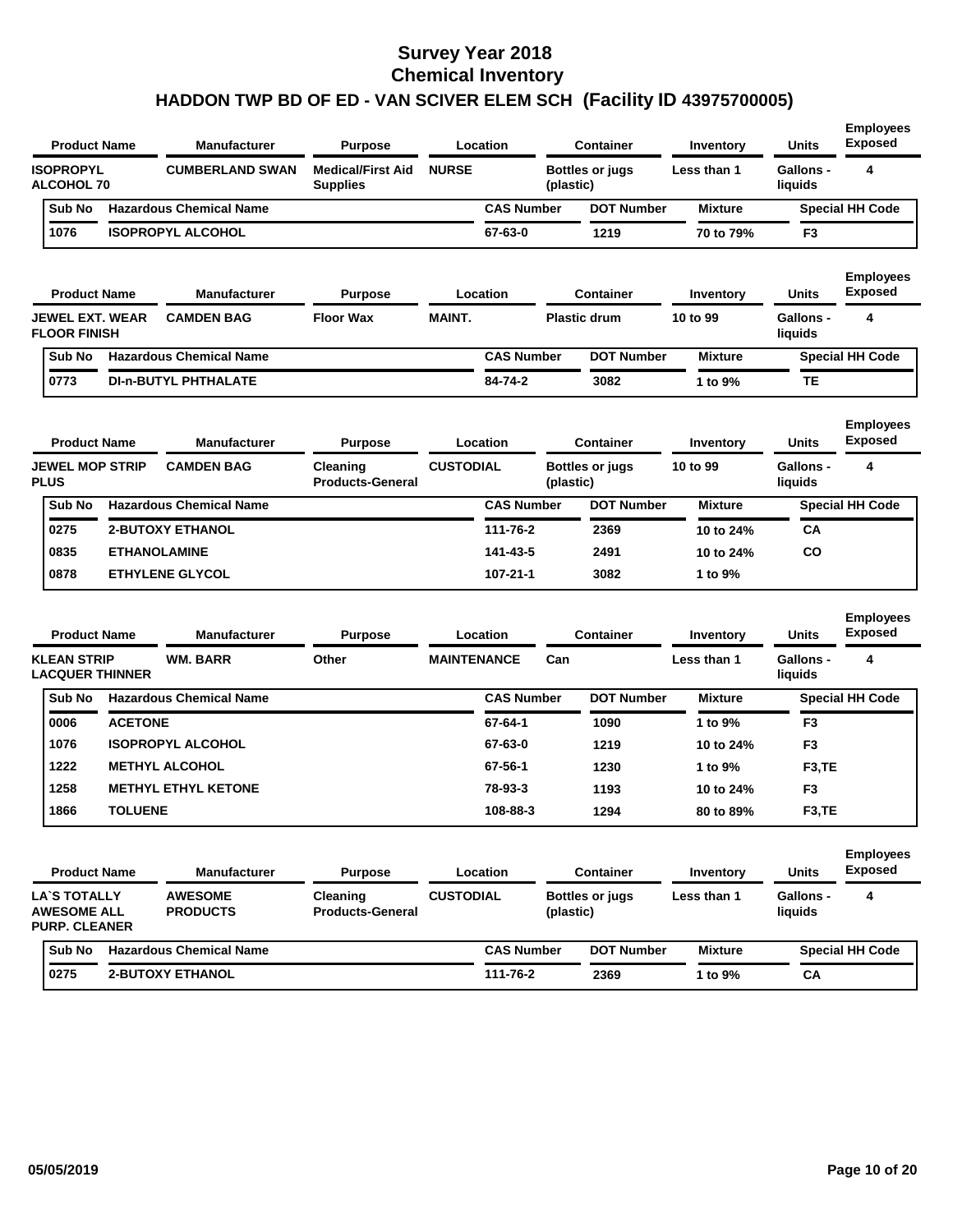# Survey Year 2018
# Chemical Inventory
## HADDON TWP BD OF ED - VAN SCIVER ELEM SCH (Facility ID 43975700005)

| Product Name | Manufacturer | Purpose | Location | Container | Inventory | Units | Employees Exposed |
|---|---|---|---|---|---|---|---|
| ISOPROPYL ALCOHOL 70 | CUMBERLAND SWAN | Medical/First Aid Supplies | NURSE | Bottles or jugs (plastic) | Less than 1 | Gallons - liquids | 4 |

| Sub No | Hazardous Chemical Name | CAS Number | DOT Number | Mixture | Special HH Code |
|---|---|---|---|---|---|
| 1076 | ISOPROPYL ALCOHOL | 67-63-0 | 1219 | 70 to 79% | F3 |

| Product Name | Manufacturer | Purpose | Location | Container | Inventory | Units | Employees Exposed |
|---|---|---|---|---|---|---|---|
| JEWEL EXT. WEAR FLOOR FINISH | CAMDEN BAG | Floor Wax | MAINT. | Plastic drum | 10 to 99 | Gallons - liquids | 4 |

| Sub No | Hazardous Chemical Name | CAS Number | DOT Number | Mixture | Special HH Code |
|---|---|---|---|---|---|
| 0773 | DI-n-BUTYL PHTHALATE | 84-74-2 | 3082 | 1 to 9% | TE |

| Product Name | Manufacturer | Purpose | Location | Container | Inventory | Units | Employees Exposed |
|---|---|---|---|---|---|---|---|
| JEWEL MOP STRIP PLUS | CAMDEN BAG | Cleaning Products-General | CUSTODIAL | Bottles or jugs (plastic) | 10 to 99 | Gallons - liquids | 4 |

| Sub No | Hazardous Chemical Name | CAS Number | DOT Number | Mixture | Special HH Code |
|---|---|---|---|---|---|
| 0275 | 2-BUTOXY ETHANOL | 111-76-2 | 2369 | 10 to 24% | CA |
| 0835 | ETHANOLAMINE | 141-43-5 | 2491 | 10 to 24% | CO |
| 0878 | ETHYLENE GLYCOL | 107-21-1 | 3082 | 1 to 9% | |

| Product Name | Manufacturer | Purpose | Location | Container | Inventory | Units | Employees Exposed |
|---|---|---|---|---|---|---|---|
| KLEAN STRIP LACQUER THINNER | WM. BARR | Other | MAINTENANCE | Can | Less than 1 | Gallons - liquids | 4 |

| Sub No | Hazardous Chemical Name | CAS Number | DOT Number | Mixture | Special HH Code |
|---|---|---|---|---|---|
| 0006 | ACETONE | 67-64-1 | 1090 | 1 to 9% | F3 |
| 1076 | ISOPROPYL ALCOHOL | 67-63-0 | 1219 | 10 to 24% | F3 |
| 1222 | METHYL ALCOHOL | 67-56-1 | 1230 | 1 to 9% | F3,TE |
| 1258 | METHYL ETHYL KETONE | 78-93-3 | 1193 | 10 to 24% | F3 |
| 1866 | TOLUENE | 108-88-3 | 1294 | 80 to 89% | F3,TE |

| Product Name | Manufacturer | Purpose | Location | Container | Inventory | Units | Employees Exposed |
|---|---|---|---|---|---|---|---|
| LA`S TOTALLY AWESOME ALL PURP. CLEANER | AWESOME PRODUCTS | Cleaning Products-General | CUSTODIAL | Bottles or jugs (plastic) | Less than 1 | Gallons - liquids | 4 |

| Sub No | Hazardous Chemical Name | CAS Number | DOT Number | Mixture | Special HH Code |
|---|---|---|---|---|---|
| 0275 | 2-BUTOXY ETHANOL | 111-76-2 | 2369 | 1 to 9% | CA |

05/05/2019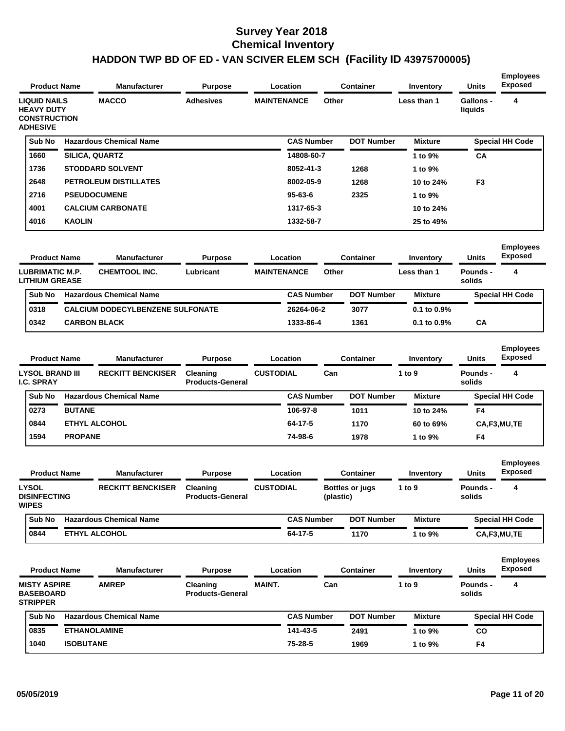# Survey Year 2018
# Chemical Inventory
# HADDON TWP BD OF ED - VAN SCIVER ELEM SCH (Facility ID 43975700005)

| Product Name | Manufacturer | Purpose | Location | Container | Inventory | Units | Employees Exposed |
|---|---|---|---|---|---|---|---|
| LIQUID NAILS HEAVY DUTY CONSTRUCTION ADHESIVE | MACCO | Adhesives | MAINTENANCE | Other | Less than 1 | Gallons - liquids | 4 |

| Sub No | Hazardous Chemical Name | CAS Number | DOT Number | Mixture | Special HH Code |
|---|---|---|---|---|---|
| 1660 | SILICA, QUARTZ | 14808-60-7 | | 1 to 9% | CA |
| 1736 | STODDARD SOLVENT | 8052-41-3 | 1268 | 1 to 9% | |
| 2648 | PETROLEUM DISTILLATES | 8002-05-9 | 1268 | 10 to 24% | F3 |
| 2716 | PSEUDOCUMENE | 95-63-6 | 2325 | 1 to 9% | |
| 4001 | CALCIUM CARBONATE | 1317-65-3 | | 10 to 24% | |
| 4016 | KAOLIN | 1332-58-7 | | 25 to 49% | |

| Product Name | Manufacturer | Purpose | Location | Container | Inventory | Units | Employees Exposed |
|---|---|---|---|---|---|---|---|
| LUBRIMATIC M.P. LITHIUM GREASE | CHEMTOOL INC. | Lubricant | MAINTENANCE | Other | Less than 1 | Pounds - solids | 4 |

| Sub No | Hazardous Chemical Name | CAS Number | DOT Number | Mixture | Special HH Code |
|---|---|---|---|---|---|
| 0318 | CALCIUM DODECYLBENZENE SULFONATE | 26264-06-2 | 3077 | 0.1 to 0.9% | |
| 0342 | CARBON BLACK | 1333-86-4 | 1361 | 0.1 to 0.9% | CA |

| Product Name | Manufacturer | Purpose | Location | Container | Inventory | Units | Employees Exposed |
|---|---|---|---|---|---|---|---|
| LYSOL BRAND III I.C. SPRAY | RECKITT BENCKISER | Cleaning Products-General | CUSTODIAL | Can | 1 to 9 | Pounds - solids | 4 |

| Sub No | Hazardous Chemical Name | CAS Number | DOT Number | Mixture | Special HH Code |
|---|---|---|---|---|---|
| 0273 | BUTANE | 106-97-8 | 1011 | 10 to 24% | F4 |
| 0844 | ETHYL ALCOHOL | 64-17-5 | 1170 | 60 to 69% | CA,F3,MU,TE |
| 1594 | PROPANE | 74-98-6 | 1978 | 1 to 9% | F4 |

| Product Name | Manufacturer | Purpose | Location | Container | Inventory | Units | Employees Exposed |
|---|---|---|---|---|---|---|---|
| LYSOL DISINFECTING WIPES | RECKITT BENCKISER | Cleaning Products-General | CUSTODIAL | Bottles or jugs (plastic) | 1 to 9 | Pounds - solids | 4 |

| Sub No | Hazardous Chemical Name | CAS Number | DOT Number | Mixture | Special HH Code |
|---|---|---|---|---|---|
| 0844 | ETHYL ALCOHOL | 64-17-5 | 1170 | 1 to 9% | CA,F3,MU,TE |

| Product Name | Manufacturer | Purpose | Location | Container | Inventory | Units | Employees Exposed |
|---|---|---|---|---|---|---|---|
| MISTY ASPIRE BASEBOARD STRIPPER | AMREP | Cleaning Products-General | MAINT. | Can | 1 to 9 | Pounds - solids | 4 |

| Sub No | Hazardous Chemical Name | CAS Number | DOT Number | Mixture | Special HH Code |
|---|---|---|---|---|---|
| 0835 | ETHANOLAMINE | 141-43-5 | 2491 | 1 to 9% | CO |
| 1040 | ISOBUTANE | 75-28-5 | 1969 | 1 to 9% | F4 |

05/05/2019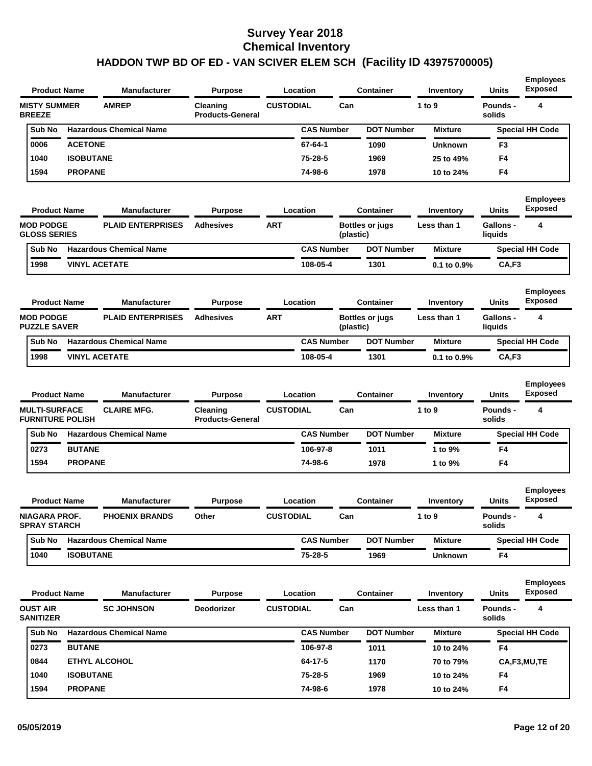# Survey Year 2018
# Chemical Inventory
## HADDON TWP BD OF ED - VAN SCIVER ELEM SCH (Facility ID 43975700005)

| Product Name | Manufacturer | Purpose | Location | Container | Inventory | Units | Employees Exposed |
|---|---|---|---|---|---|---|---|
| MISTY SUMMER BREEZE | AMREP | Cleaning Products-General | CUSTODIAL | Can | 1 to 9 | Pounds - solids | 4 |

| Sub No | Hazardous Chemical Name | CAS Number | DOT Number | Mixture | Special HH Code |
|---|---|---|---|---|---|
| 0006 | ACETONE | 67-64-1 | 1090 | Unknown | F3 |
| 1040 | ISOBUTANE | 75-28-5 | 1969 | 25 to 49% | F4 |
| 1594 | PROPANE | 74-98-6 | 1978 | 10 to 24% | F4 |

| Product Name | Manufacturer | Purpose | Location | Container | Inventory | Units | Employees Exposed |
|---|---|---|---|---|---|---|---|
| MOD PODGE GLOSS SERIES | PLAID ENTERPRISES | Adhesives | ART | Bottles or jugs (plastic) | Less than 1 | Gallons - liquids | 4 |

| Sub No | Hazardous Chemical Name | CAS Number | DOT Number | Mixture | Special HH Code |
|---|---|---|---|---|---|
| 1998 | VINYL ACETATE | 108-05-4 | 1301 | 0.1 to 0.9% | CA,F3 |

| Product Name | Manufacturer | Purpose | Location | Container | Inventory | Units | Employees Exposed |
|---|---|---|---|---|---|---|---|
| MOD PODGE PUZZLE SAVER | PLAID ENTERPRISES | Adhesives | ART | Bottles or jugs (plastic) | Less than 1 | Gallons - liquids | 4 |

| Sub No | Hazardous Chemical Name | CAS Number | DOT Number | Mixture | Special HH Code |
|---|---|---|---|---|---|
| 1998 | VINYL ACETATE | 108-05-4 | 1301 | 0.1 to 0.9% | CA,F3 |

| Product Name | Manufacturer | Purpose | Location | Container | Inventory | Units | Employees Exposed |
|---|---|---|---|---|---|---|---|
| MULTI-SURFACE FURNITURE POLISH | CLAIRE MFG. | Cleaning Products-General | CUSTODIAL | Can | 1 to 9 | Pounds - solids | 4 |

| Sub No | Hazardous Chemical Name | CAS Number | DOT Number | Mixture | Special HH Code |
|---|---|---|---|---|---|
| 0273 | BUTANE | 106-97-8 | 1011 | 1 to 9% | F4 |
| 1594 | PROPANE | 74-98-6 | 1978 | 1 to 9% | F4 |

| Product Name | Manufacturer | Purpose | Location | Container | Inventory | Units | Employees Exposed |
|---|---|---|---|---|---|---|---|
| NIAGARA PROF. SPRAY STARCH | PHOENIX BRANDS | Other | CUSTODIAL | Can | 1 to 9 | Pounds - solids | 4 |

| Sub No | Hazardous Chemical Name | CAS Number | DOT Number | Mixture | Special HH Code |
|---|---|---|---|---|---|
| 1040 | ISOBUTANE | 75-28-5 | 1969 | Unknown | F4 |

| Product Name | Manufacturer | Purpose | Location | Container | Inventory | Units | Employees Exposed |
|---|---|---|---|---|---|---|---|
| OUST AIR SANITIZER | SC JOHNSON | Deodorizer | CUSTODIAL | Can | Less than 1 | Pounds - solids | 4 |

| Sub No | Hazardous Chemical Name | CAS Number | DOT Number | Mixture | Special HH Code |
|---|---|---|---|---|---|
| 0273 | BUTANE | 106-97-8 | 1011 | 10 to 24% | F4 |
| 0844 | ETHYL ALCOHOL | 64-17-5 | 1170 | 70 to 79% | CA,F3,MU,TE |
| 1040 | ISOBUTANE | 75-28-5 | 1969 | 10 to 24% | F4 |
| 1594 | PROPANE | 74-98-6 | 1978 | 10 to 24% | F4 |

05/05/2019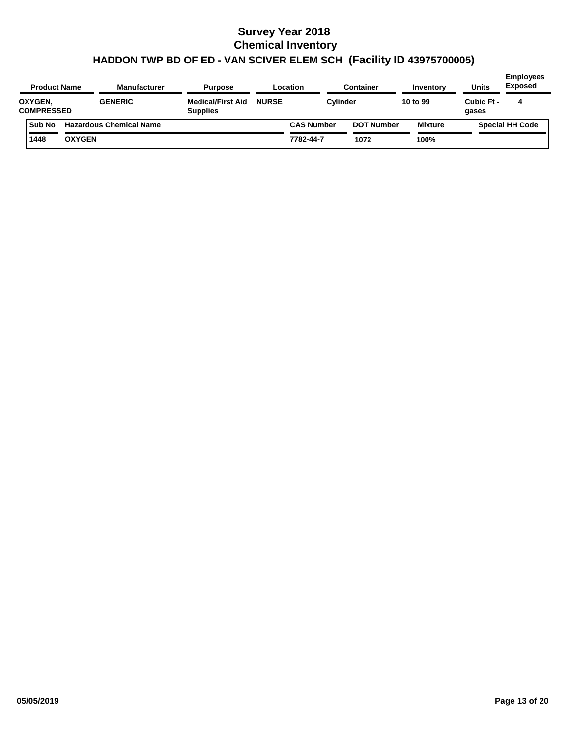# Survey Year 2018
# Chemical Inventory
## HADDON TWP BD OF ED - VAN SCIVER ELEM SCH (Facility ID 43975700005)

| Product Name | Manufacturer | Purpose | Location | Container | Inventory | Units | Employees Exposed |
|---|---|---|---|---|---|---|---|
| OXYGEN, COMPRESSED | GENERIC | Medical/First Aid Supplies | NURSE | Cylinder | 10 to 99 | Cubic Ft - gases | 4 |

| Sub No | Hazardous Chemical Name | CAS Number | DOT Number | Mixture | Special HH Code |
|---|---|---|---|---|---|
| 1448 | OXYGEN | 7782-44-7 | 1072 | 100% | |

05/05/2019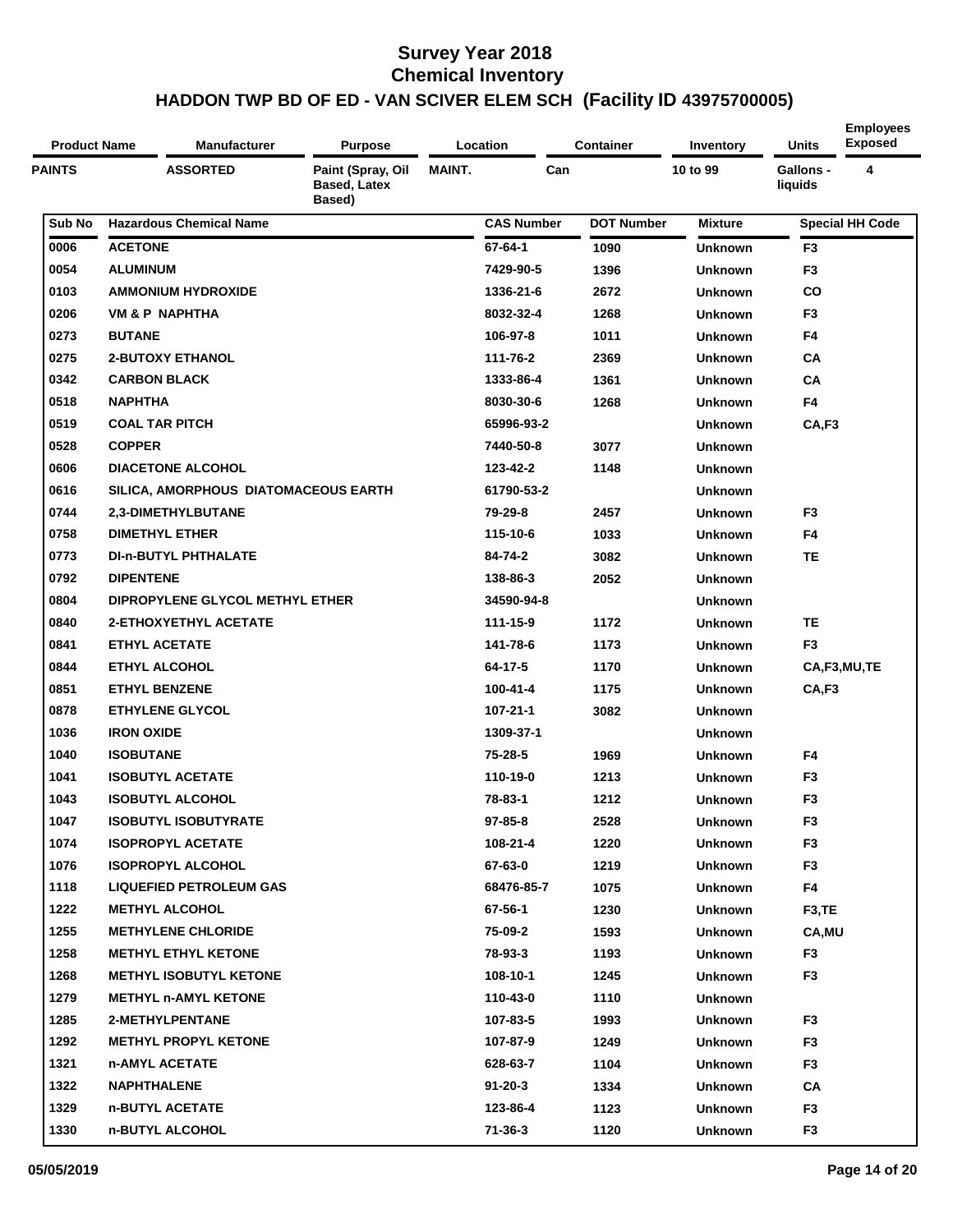# Survey Year 2018
# Chemical Inventory
## HADDON TWP BD OF ED - VAN SCIVER ELEM SCH (Facility ID 43975700005)

| Product Name | Manufacturer | Purpose | Location | Container | Inventory | Units | Employees Exposed |
|---|---|---|---|---|---|---|---|
| PAINTS | ASSORTED | Paint (Spray, Oil Based, Latex Based) | MAINT. | Can | 10 to 99 | Gallons - liquids | 4 |

| Sub No | Hazardous Chemical Name | CAS Number | DOT Number | Mixture | Special HH Code |
|---|---|---|---|---|---|
| 0006 | ACETONE | 67-64-1 | 1090 | Unknown | F3 |
| 0054 | ALUMINUM | 7429-90-5 | 1396 | Unknown | F3 |
| 0103 | AMMONIUM HYDROXIDE | 1336-21-6 | 2672 | Unknown | CO |
| 0206 | VM & P NAPHTHA | 8032-32-4 | 1268 | Unknown | F3 |
| 0273 | BUTANE | 106-97-8 | 1011 | Unknown | F4 |
| 0275 | 2-BUTOXY ETHANOL | 111-76-2 | 2369 | Unknown | CA |
| 0342 | CARBON BLACK | 1333-86-4 | 1361 | Unknown | CA |
| 0518 | NAPHTHA | 8030-30-6 | 1268 | Unknown | F4 |
| 0519 | COAL TAR PITCH | 65996-93-2 | | Unknown | CA,F3 |
| 0528 | COPPER | 7440-50-8 | 3077 | Unknown | |
| 0606 | DIACETONE ALCOHOL | 123-42-2 | 1148 | Unknown | |
| 0616 | SILICA, AMORPHOUS DIATOMACEOUS EARTH | 61790-53-2 | | Unknown | |
| 0744 | 2,3-DIMETHYLBUTANE | 79-29-8 | 2457 | Unknown | F3 |
| 0758 | DIMETHYL ETHER | 115-10-6 | 1033 | Unknown | F4 |
| 0773 | DI-n-BUTYL PHTHALATE | 84-74-2 | 3082 | Unknown | TE |
| 0792 | DIPENTENE | 138-86-3 | 2052 | Unknown | |
| 0804 | DIPROPYLENE GLYCOL METHYL ETHER | 34590-94-8 | | Unknown | |
| 0840 | 2-ETHOXYETHYL ACETATE | 111-15-9 | 1172 | Unknown | TE |
| 0841 | ETHYL ACETATE | 141-78-6 | 1173 | Unknown | F3 |
| 0844 | ETHYL ALCOHOL | 64-17-5 | 1170 | Unknown | CA,F3,MU,TE |
| 0851 | ETHYL BENZENE | 100-41-4 | 1175 | Unknown | CA,F3 |
| 0878 | ETHYLENE GLYCOL | 107-21-1 | 3082 | Unknown | |
| 1036 | IRON OXIDE | 1309-37-1 | | Unknown | |
| 1040 | ISOBUTANE | 75-28-5 | 1969 | Unknown | F4 |
| 1041 | ISOBUTYL ACETATE | 110-19-0 | 1213 | Unknown | F3 |
| 1043 | ISOBUTYL ALCOHOL | 78-83-1 | 1212 | Unknown | F3 |
| 1047 | ISOBUTYL ISOBUTYRATE | 97-85-8 | 2528 | Unknown | F3 |
| 1074 | ISOPROPYL ACETATE | 108-21-4 | 1220 | Unknown | F3 |
| 1076 | ISOPROPYL ALCOHOL | 67-63-0 | 1219 | Unknown | F3 |
| 1118 | LIQUEFIED PETROLEUM GAS | 68476-85-7 | 1075 | Unknown | F4 |
| 1222 | METHYL ALCOHOL | 67-56-1 | 1230 | Unknown | F3,TE |
| 1255 | METHYLENE CHLORIDE | 75-09-2 | 1593 | Unknown | CA,MU |
| 1258 | METHYL ETHYL KETONE | 78-93-3 | 1193 | Unknown | F3 |
| 1268 | METHYL ISOBUTYL KETONE | 108-10-1 | 1245 | Unknown | F3 |
| 1279 | METHYL n-AMYL KETONE | 110-43-0 | 1110 | Unknown | |
| 1285 | 2-METHYLPENTANE | 107-83-5 | 1993 | Unknown | F3 |
| 1292 | METHYL PROPYL KETONE | 107-87-9 | 1249 | Unknown | F3 |
| 1321 | n-AMYL ACETATE | 628-63-7 | 1104 | Unknown | F3 |
| 1322 | NAPHTHALENE | 91-20-3 | 1334 | Unknown | CA |
| 1329 | n-BUTYL ACETATE | 123-86-4 | 1123 | Unknown | F3 |
| 1330 | n-BUTYL ALCOHOL | 71-36-3 | 1120 | Unknown | F3 |

05/05/2019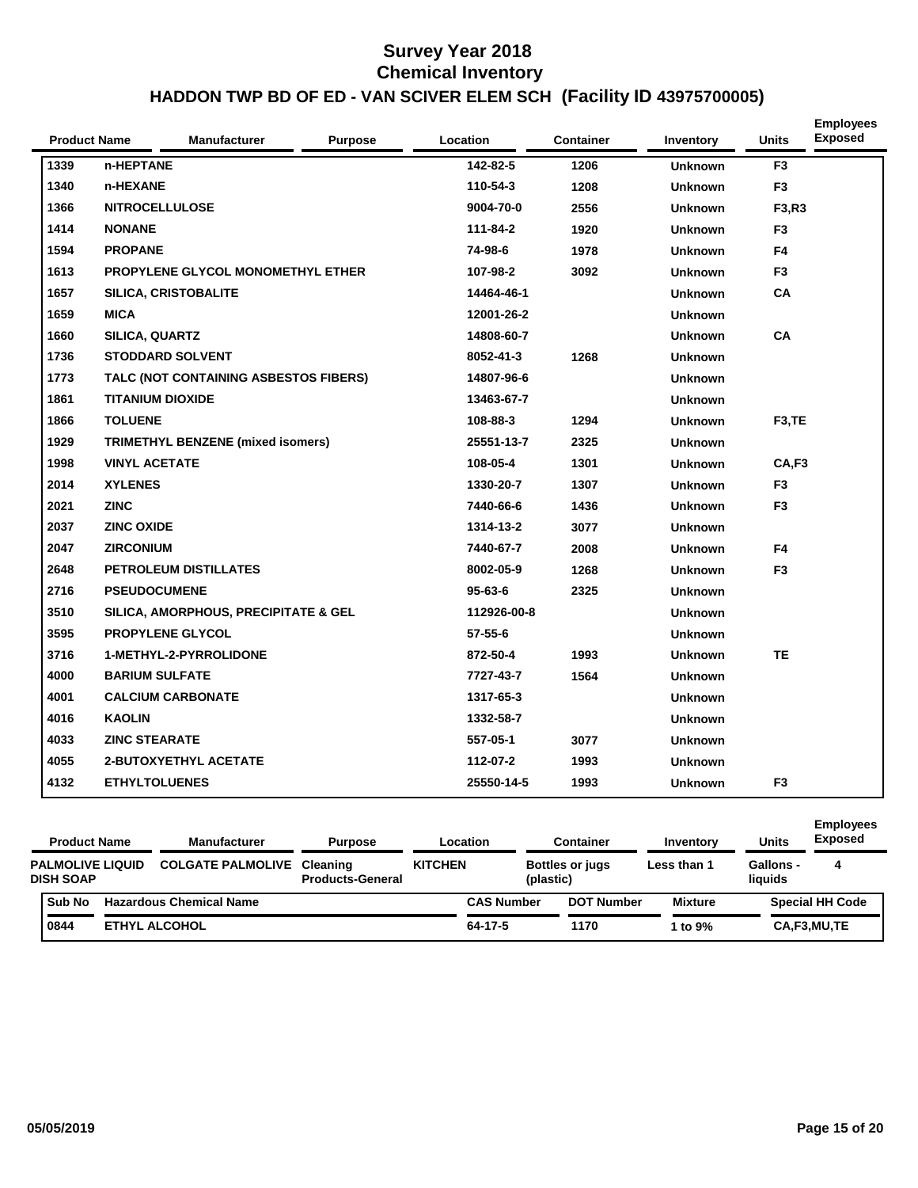# Survey Year 2018
## Chemical Inventory
### HADDON TWP BD OF ED - VAN SCIVER ELEM SCH (Facility ID 43975700005)

| Product Name | Manufacturer | Purpose | Location | Container | Inventory | Units | Employees Exposed |
|---|---|---|---|---|---|---|---|

| Sub No | Hazardous Chemical Name | CAS Number | DOT Number | Mixture | Special HH Code |
|---|---|---|---|---|---|
| 1339 | n-HEPTANE | 142-82-5 | 1206 | Unknown | F3 |
| 1340 | n-HEXANE | 110-54-3 | 1208 | Unknown | F3 |
| 1366 | NITROCELLULOSE | 9004-70-0 | 2556 | Unknown | F3,R3 |
| 1414 | NONANE | 111-84-2 | 1920 | Unknown | F3 |
| 1594 | PROPANE | 74-98-6 | 1978 | Unknown | F4 |
| 1613 | PROPYLENE GLYCOL MONOMETHYL ETHER | 107-98-2 | 3092 | Unknown | F3 |
| 1657 | SILICA, CRISTOBALITE | 14464-46-1 | | Unknown | CA |
| 1659 | MICA | 12001-26-2 | | Unknown | |
| 1660 | SILICA, QUARTZ | 14808-60-7 | | Unknown | CA |
| 1736 | STODDARD SOLVENT | 8052-41-3 | 1268 | Unknown | |
| 1773 | TALC (NOT CONTAINING ASBESTOS FIBERS) | 14807-96-6 | | Unknown | |
| 1861 | TITANIUM DIOXIDE | 13463-67-7 | | Unknown | |
| 1866 | TOLUENE | 108-88-3 | 1294 | Unknown | F3,TE |
| 1929 | TRIMETHYL BENZENE (mixed isomers) | 25551-13-7 | 2325 | Unknown | |
| 1998 | VINYL ACETATE | 108-05-4 | 1301 | Unknown | CA,F3 |
| 2014 | XYLENES | 1330-20-7 | 1307 | Unknown | F3 |
| 2021 | ZINC | 7440-66-6 | 1436 | Unknown | F3 |
| 2037 | ZINC OXIDE | 1314-13-2 | 3077 | Unknown | |
| 2047 | ZIRCONIUM | 7440-67-7 | 2008 | Unknown | F4 |
| 2648 | PETROLEUM DISTILLATES | 8002-05-9 | 1268 | Unknown | F3 |
| 2716 | PSEUDOCUMENE | 95-63-6 | 2325 | Unknown | |
| 3510 | SILICA, AMORPHOUS, PRECIPITATE & GEL | 112926-00-8 | | Unknown | |
| 3595 | PROPYLENE GLYCOL | 57-55-6 | | Unknown | |
| 3716 | 1-METHYL-2-PYRROLIDONE | 872-50-4 | 1993 | Unknown | TE |
| 4000 | BARIUM SULFATE | 7727-43-7 | 1564 | Unknown | |
| 4001 | CALCIUM CARBONATE | 1317-65-3 | | Unknown | |
| 4016 | KAOLIN | 1332-58-7 | | Unknown | |
| 4033 | ZINC STEARATE | 557-05-1 | 3077 | Unknown | |
| 4055 | 2-BUTOXYETHYL ACETATE | 112-07-2 | 1993 | Unknown | |
| 4132 | ETHYLTOLUENES | 25550-14-5 | 1993 | Unknown | F3 |

| Product Name | Manufacturer | Purpose | Location | Container | Inventory | Units | Employees Exposed |
|---|---|---|---|---|---|---|---|
| PALMOLIVE LIQUID DISH SOAP | COLGATE PALMOLIVE | Cleaning Products-General | KITCHEN | Bottles or jugs (plastic) | Less than 1 | Gallons - liquids | 4 |

| Sub No | Hazardous Chemical Name | CAS Number | DOT Number | Mixture | Special HH Code |
|---|---|---|---|---|---|
| 0844 | ETHYL ALCOHOL | 64-17-5 | 1170 | 1 to 9% | CA,F3,MU,TE |

05/05/2019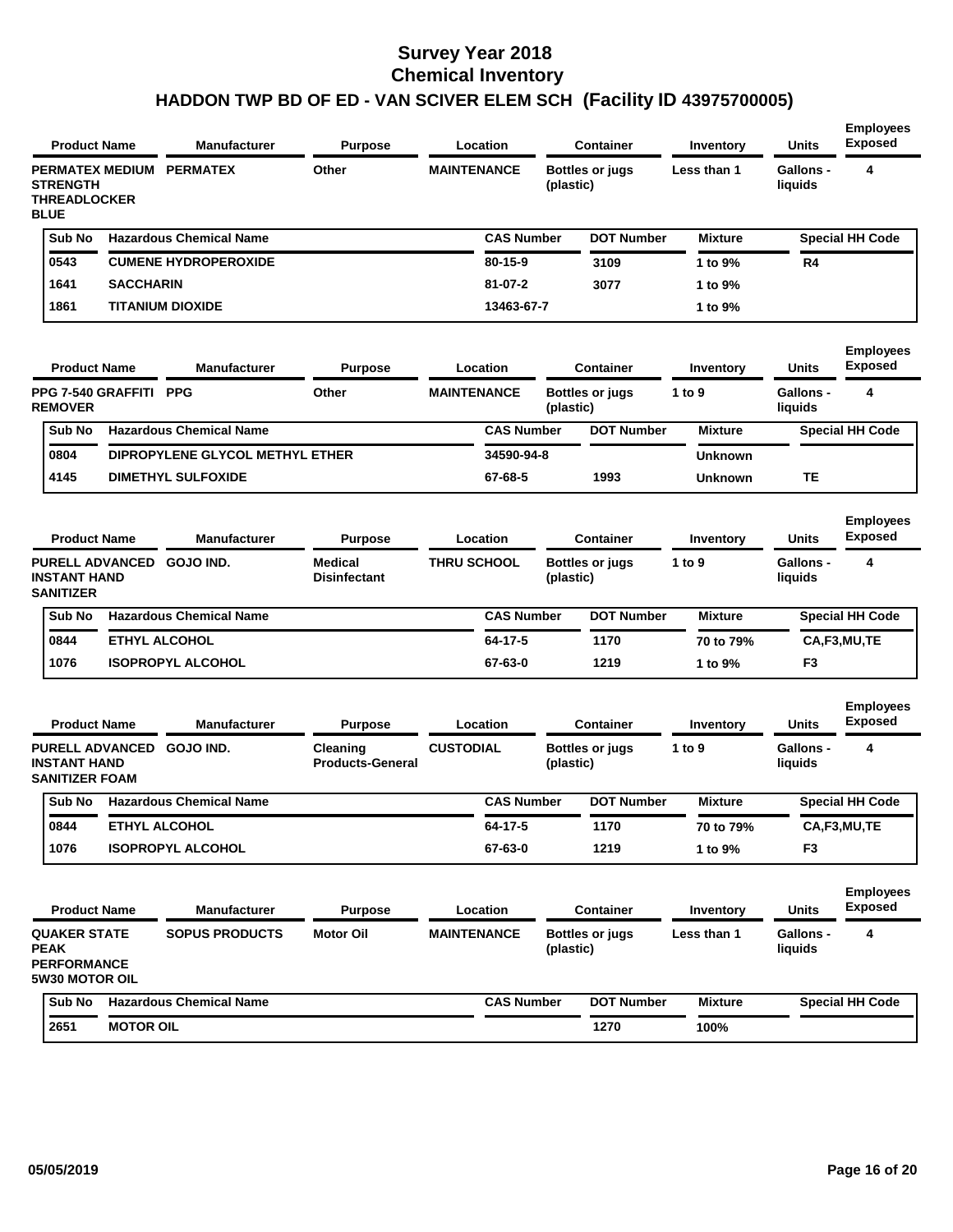# Survey Year 2018
# Chemical Inventory
## HADDON TWP BD OF ED - VAN SCIVER ELEM SCH (Facility ID 43975700005)

| Product Name | Manufacturer | Purpose | Location | Container | Inventory | Units | Employees Exposed |
|---|---|---|---|---|---|---|---|
| PERMATEX MEDIUM STRENGTH THREADLOCKER BLUE | PERMATEX | Other | MAINTENANCE | Bottles or jugs (plastic) | Less than 1 | Gallons - liquids | 4 |

| Sub No | Hazardous Chemical Name | CAS Number | DOT Number | Mixture | Special HH Code |
|---|---|---|---|---|---|
| 0543 | CUMENE HYDROPEROXIDE | 80-15-9 | 3109 | 1 to 9% | R4 |
| 1641 | SACCHARIN | 81-07-2 | 3077 | 1 to 9% | |
| 1861 | TITANIUM DIOXIDE | 13463-67-7 | | 1 to 9% | |

| Product Name | Manufacturer | Purpose | Location | Container | Inventory | Units | Employees Exposed |
|---|---|---|---|---|---|---|---|
| PPG 7-540 GRAFFITI REMOVER | PPG | Other | MAINTENANCE | Bottles or jugs (plastic) | 1 to 9 | Gallons - liquids | 4 |

| Sub No | Hazardous Chemical Name | CAS Number | DOT Number | Mixture | Special HH Code |
|---|---|---|---|---|---|
| 0804 | DIPROPYLENE GLYCOL METHYL ETHER | 34590-94-8 | | Unknown | |
| 4145 | DIMETHYL SULFOXIDE | 67-68-5 | 1993 | Unknown | TE |

| Product Name | Manufacturer | Purpose | Location | Container | Inventory | Units | Employees Exposed |
|---|---|---|---|---|---|---|---|
| PURELL ADVANCED INSTANT HAND SANITIZER | GOJO IND. | Medical Disinfectant | THRU SCHOOL | Bottles or jugs (plastic) | 1 to 9 | Gallons - liquids | 4 |

| Sub No | Hazardous Chemical Name | CAS Number | DOT Number | Mixture | Special HH Code |
|---|---|---|---|---|---|
| 0844 | ETHYL ALCOHOL | 64-17-5 | 1170 | 70 to 79% | CA,F3,MU,TE |
| 1076 | ISOPROPYL ALCOHOL | 67-63-0 | 1219 | 1 to 9% | F3 |

| Product Name | Manufacturer | Purpose | Location | Container | Inventory | Units | Employees Exposed |
|---|---|---|---|---|---|---|---|
| PURELL ADVANCED INSTANT HAND SANITIZER FOAM | GOJO IND. | Cleaning Products-General | CUSTODIAL | Bottles or jugs (plastic) | 1 to 9 | Gallons - liquids | 4 |

| Sub No | Hazardous Chemical Name | CAS Number | DOT Number | Mixture | Special HH Code |
|---|---|---|---|---|---|
| 0844 | ETHYL ALCOHOL | 64-17-5 | 1170 | 70 to 79% | CA,F3,MU,TE |
| 1076 | ISOPROPYL ALCOHOL | 67-63-0 | 1219 | 1 to 9% | F3 |

| Product Name | Manufacturer | Purpose | Location | Container | Inventory | Units | Employees Exposed |
|---|---|---|---|---|---|---|---|
| QUAKER STATE PEAK PERFORMANCE 5W30 MOTOR OIL | SOPUS PRODUCTS | Motor Oil | MAINTENANCE | Bottles or jugs (plastic) | Less than 1 | Gallons - liquids | 4 |

| Sub No | Hazardous Chemical Name | CAS Number | DOT Number | Mixture | Special HH Code |
|---|---|---|---|---|---|
| 2651 | MOTOR OIL | | 1270 | 100% | |

05/05/2019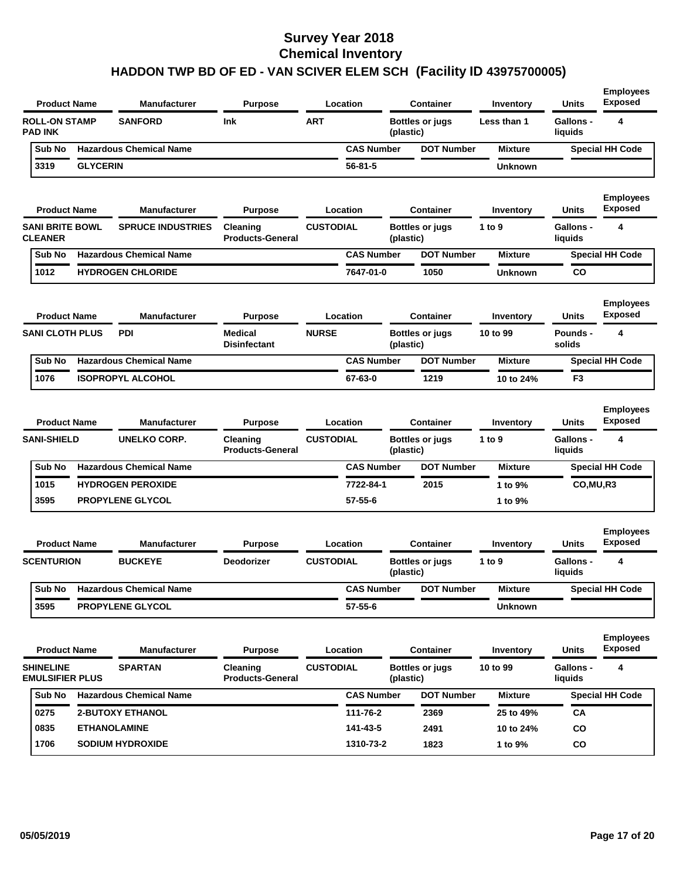# Survey Year 2018
# Chemical Inventory
## HADDON TWP BD OF ED - VAN SCIVER ELEM SCH (Facility ID 43975700005)

| Product Name | Manufacturer | Purpose | Location | Container | Inventory | Units | Employees Exposed |
|---|---|---|---|---|---|---|---|
| ROLL-ON STAMP PAD INK | SANFORD | Ink | ART | Bottles or jugs (plastic) | Less than 1 | Gallons - liquids | 4 |

| Sub No | Hazardous Chemical Name | CAS Number | DOT Number | Mixture | Special HH Code |
|---|---|---|---|---|---|
| 3319 | GLYCERIN | 56-81-5 | | Unknown | |

| Product Name | Manufacturer | Purpose | Location | Container | Inventory | Units | Employees Exposed |
|---|---|---|---|---|---|---|---|
| SANI BRITE BOWL CLEANER | SPRUCE INDUSTRIES | Cleaning Products-General | CUSTODIAL | Bottles or jugs (plastic) | 1 to 9 | Gallons - liquids | 4 |

| Sub No | Hazardous Chemical Name | CAS Number | DOT Number | Mixture | Special HH Code |
|---|---|---|---|---|---|
| 1012 | HYDROGEN CHLORIDE | 7647-01-0 | 1050 | Unknown | CO |

| Product Name | Manufacturer | Purpose | Location | Container | Inventory | Units | Employees Exposed |
|---|---|---|---|---|---|---|---|
| SANI CLOTH PLUS | PDI | Medical Disinfectant | NURSE | Bottles or jugs (plastic) | 10 to 99 | Pounds - solids | 4 |

| Sub No | Hazardous Chemical Name | CAS Number | DOT Number | Mixture | Special HH Code |
|---|---|---|---|---|---|
| 1076 | ISOPROPYL ALCOHOL | 67-63-0 | 1219 | 10 to 24% | F3 |

| Product Name | Manufacturer | Purpose | Location | Container | Inventory | Units | Employees Exposed |
|---|---|---|---|---|---|---|---|
| SANI-SHIELD | UNELKO CORP. | Cleaning Products-General | CUSTODIAL | Bottles or jugs (plastic) | 1 to 9 | Gallons - liquids | 4 |

| Sub No | Hazardous Chemical Name | CAS Number | DOT Number | Mixture | Special HH Code |
|---|---|---|---|---|---|
| 1015 | HYDROGEN PEROXIDE | 7722-84-1 | 2015 | 1 to 9% | CO,MU,R3 |
| 3595 | PROPYLENE GLYCOL | 57-55-6 | | 1 to 9% | |

| Product Name | Manufacturer | Purpose | Location | Container | Inventory | Units | Employees Exposed |
|---|---|---|---|---|---|---|---|
| SCENTURION | BUCKEYE | Deodorizer | CUSTODIAL | Bottles or jugs (plastic) | 1 to 9 | Gallons - liquids | 4 |

| Sub No | Hazardous Chemical Name | CAS Number | DOT Number | Mixture | Special HH Code |
|---|---|---|---|---|---|
| 3595 | PROPYLENE GLYCOL | 57-55-6 | | Unknown | |

| Product Name | Manufacturer | Purpose | Location | Container | Inventory | Units | Employees Exposed |
|---|---|---|---|---|---|---|---|
| SHINELINE EMULSIFIER PLUS | SPARTAN | Cleaning Products-General | CUSTODIAL | Bottles or jugs (plastic) | 10 to 99 | Gallons - liquids | 4 |

| Sub No | Hazardous Chemical Name | CAS Number | DOT Number | Mixture | Special HH Code |
|---|---|---|---|---|---|
| 0275 | 2-BUTOXY ETHANOL | 111-76-2 | 2369 | 25 to 49% | CA |
| 0835 | ETHANOLAMINE | 141-43-5 | 2491 | 10 to 24% | CO |
| 1706 | SODIUM HYDROXIDE | 1310-73-2 | 1823 | 1 to 9% | CO |

05/05/2019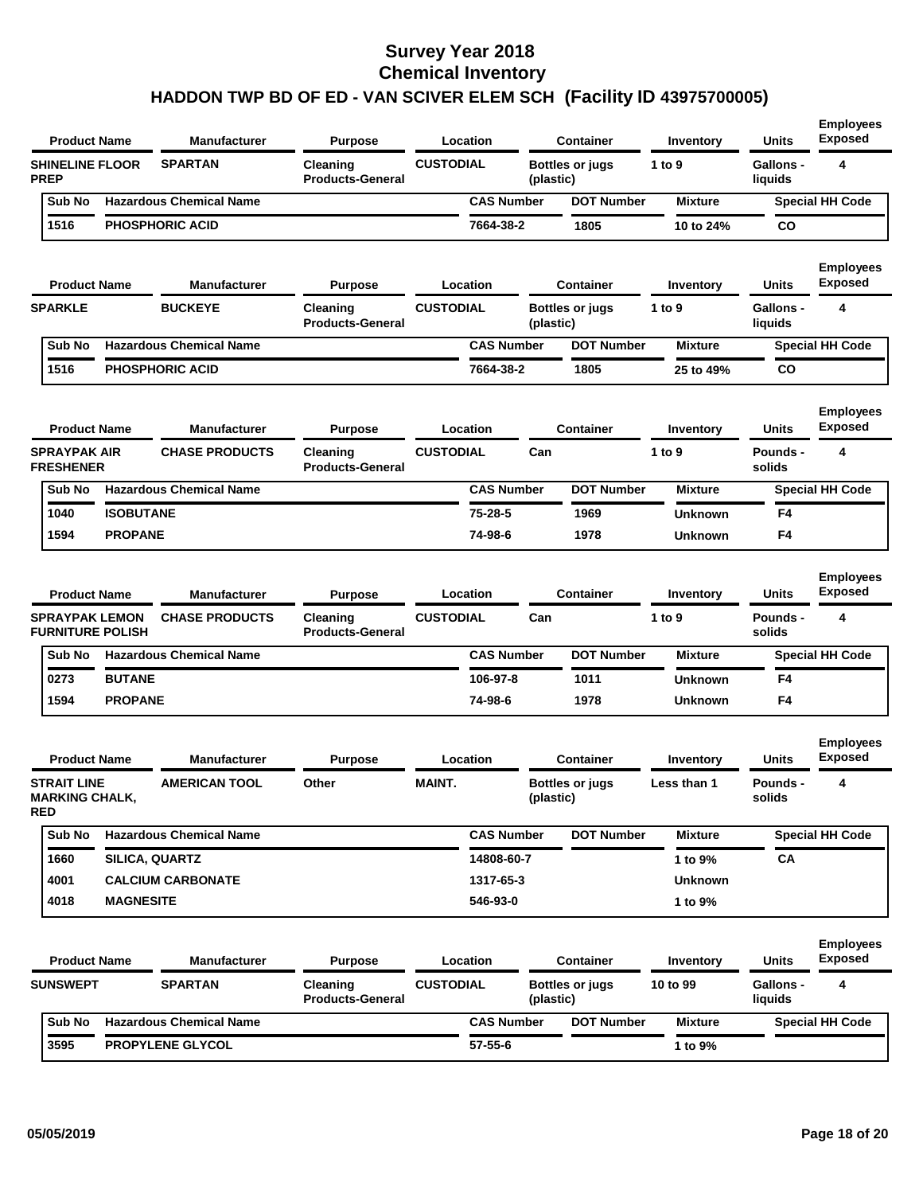# Survey Year 2018
# Chemical Inventory
## HADDON TWP BD OF ED - VAN SCIVER ELEM SCH (Facility ID 43975700005)

| Product Name | Manufacturer | Purpose | Location | Container | Inventory | Units | Employees Exposed |
|---|---|---|---|---|---|---|---|
| SHINELINE FLOOR PREP | SPARTAN | Cleaning Products-General | CUSTODIAL | Bottles or jugs (plastic) | 1 to 9 | Gallons - liquids | 4 |

| Sub No | Hazardous Chemical Name | CAS Number | DOT Number | Mixture | Special HH Code |
|---|---|---|---|---|---|
| 1516 | PHOSPHORIC ACID | 7664-38-2 | 1805 | 10 to 24% | CO |

| Product Name | Manufacturer | Purpose | Location | Container | Inventory | Units | Employees Exposed |
|---|---|---|---|---|---|---|---|
| SPARKLE | BUCKEYE | Cleaning Products-General | CUSTODIAL | Bottles or jugs (plastic) | 1 to 9 | Gallons - liquids | 4 |

| Sub No | Hazardous Chemical Name | CAS Number | DOT Number | Mixture | Special HH Code |
|---|---|---|---|---|---|
| 1516 | PHOSPHORIC ACID | 7664-38-2 | 1805 | 25 to 49% | CO |

| Product Name | Manufacturer | Purpose | Location | Container | Inventory | Units | Employees Exposed |
|---|---|---|---|---|---|---|---|
| SPRAYPAK AIR FRESHENER | CHASE PRODUCTS | Cleaning Products-General | CUSTODIAL | Can | 1 to 9 | Pounds - solids | 4 |

| Sub No | Hazardous Chemical Name | CAS Number | DOT Number | Mixture | Special HH Code |
|---|---|---|---|---|---|
| 1040 | ISOBUTANE | 75-28-5 | 1969 | Unknown | F4 |
| 1594 | PROPANE | 74-98-6 | 1978 | Unknown | F4 |

| Product Name | Manufacturer | Purpose | Location | Container | Inventory | Units | Employees Exposed |
|---|---|---|---|---|---|---|---|
| SPRAYPAK LEMON FURNITURE POLISH | CHASE PRODUCTS | Cleaning Products-General | CUSTODIAL | Can | 1 to 9 | Pounds - solids | 4 |

| Sub No | Hazardous Chemical Name | CAS Number | DOT Number | Mixture | Special HH Code |
|---|---|---|---|---|---|
| 0273 | BUTANE | 106-97-8 | 1011 | Unknown | F4 |
| 1594 | PROPANE | 74-98-6 | 1978 | Unknown | F4 |

| Product Name | Manufacturer | Purpose | Location | Container | Inventory | Units | Employees Exposed |
|---|---|---|---|---|---|---|---|
| STRAIT LINE MARKING CHALK, RED | AMERICAN TOOL | Other | MAINT. | Bottles or jugs (plastic) | Less than 1 | Pounds - solids | 4 |

| Sub No | Hazardous Chemical Name | CAS Number | DOT Number | Mixture | Special HH Code |
|---|---|---|---|---|---|
| 1660 | SILICA, QUARTZ | 14808-60-7 | | 1 to 9% | CA |
| 4001 | CALCIUM CARBONATE | 1317-65-3 | | Unknown | |
| 4018 | MAGNESITE | 546-93-0 | | 1 to 9% | |

| Product Name | Manufacturer | Purpose | Location | Container | Inventory | Units | Employees Exposed |
|---|---|---|---|---|---|---|---|
| SUNSWEPT | SPARTAN | Cleaning Products-General | CUSTODIAL | Bottles or jugs (plastic) | 10 to 99 | Gallons - liquids | 4 |

| Sub No | Hazardous Chemical Name | CAS Number | DOT Number | Mixture | Special HH Code |
|---|---|---|---|---|---|
| 3595 | PROPYLENE GLYCOL | 57-55-6 | | 1 to 9% | |

05/05/2019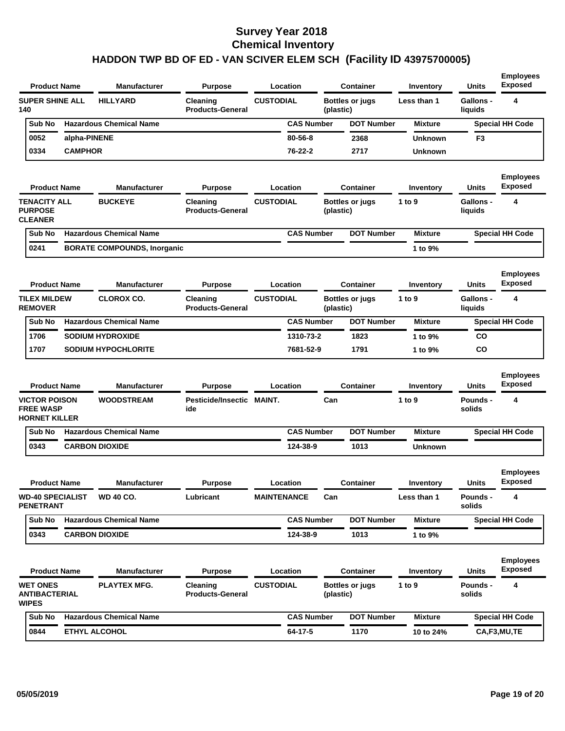# Survey Year 2018
# Chemical Inventory
## HADDON TWP BD OF ED - VAN SCIVER ELEM SCH (Facility ID 43975700005)

| Product Name | Manufacturer | Purpose | Location | Container | Inventory | Units | Employees Exposed |
|---|---|---|---|---|---|---|---|
| SUPER SHINE ALL 140 | HILLYARD | Cleaning Products-General | CUSTODIAL | Bottles or jugs (plastic) | Less than 1 | Gallons - liquids | 4 |

| Sub No | Hazardous Chemical Name | CAS Number | DOT Number | Mixture | Special HH Code |
|---|---|---|---|---|---|
| 0052 | alpha-PINENE | 80-56-8 | 2368 | Unknown | F3 |
| 0334 | CAMPHOR | 76-22-2 | 2717 | Unknown | |

| Product Name | Manufacturer | Purpose | Location | Container | Inventory | Units | Employees Exposed |
|---|---|---|---|---|---|---|---|
| TENACITY ALL PURPOSE CLEANER | BUCKEYE | Cleaning Products-General | CUSTODIAL | Bottles or jugs (plastic) | 1 to 9 | Gallons - liquids | 4 |

| Sub No | Hazardous Chemical Name | CAS Number | DOT Number | Mixture | Special HH Code |
|---|---|---|---|---|---|
| 0241 | BORATE COMPOUNDS, Inorganic | | | 1 to 9% | |

| Product Name | Manufacturer | Purpose | Location | Container | Inventory | Units | Employees Exposed |
|---|---|---|---|---|---|---|---|
| TILEX MILDEW REMOVER | CLOROX CO. | Cleaning Products-General | CUSTODIAL | Bottles or jugs (plastic) | 1 to 9 | Gallons - liquids | 4 |

| Sub No | Hazardous Chemical Name | CAS Number | DOT Number | Mixture | Special HH Code |
|---|---|---|---|---|---|
| 1706 | SODIUM HYDROXIDE | 1310-73-2 | 1823 | 1 to 9% | CO |
| 1707 | SODIUM HYPOCHLORITE | 7681-52-9 | 1791 | 1 to 9% | CO |

| Product Name | Manufacturer | Purpose | Location | Container | Inventory | Units | Employees Exposed |
|---|---|---|---|---|---|---|---|
| VICTOR POISON FREE WASP HORNET KILLER | WOODSTREAM | Pesticide/Insecticide | MAINT. | Can | 1 to 9 | Pounds - solids | 4 |

| Sub No | Hazardous Chemical Name | CAS Number | DOT Number | Mixture | Special HH Code |
|---|---|---|---|---|---|
| 0343 | CARBON DIOXIDE | 124-38-9 | 1013 | Unknown | |

| Product Name | Manufacturer | Purpose | Location | Container | Inventory | Units | Employees Exposed |
|---|---|---|---|---|---|---|---|
| WD-40 SPECIALIST PENETRANT | WD 40 CO. | Lubricant | MAINTENANCE | Can | Less than 1 | Pounds - solids | 4 |

| Sub No | Hazardous Chemical Name | CAS Number | DOT Number | Mixture | Special HH Code |
|---|---|---|---|---|---|
| 0343 | CARBON DIOXIDE | 124-38-9 | 1013 | 1 to 9% | |

| Product Name | Manufacturer | Purpose | Location | Container | Inventory | Units | Employees Exposed |
|---|---|---|---|---|---|---|---|
| WET ONES ANTIBACTERIAL WIPES | PLAYTEX MFG. | Cleaning Products-General | CUSTODIAL | Bottles or jugs (plastic) | 1 to 9 | Pounds - solids | 4 |

| Sub No | Hazardous Chemical Name | CAS Number | DOT Number | Mixture | Special HH Code |
|---|---|---|---|---|---|
| 0844 | ETHYL ALCOHOL | 64-17-5 | 1170 | 10 to 24% | CA,F3,MU,TE |

05/05/2019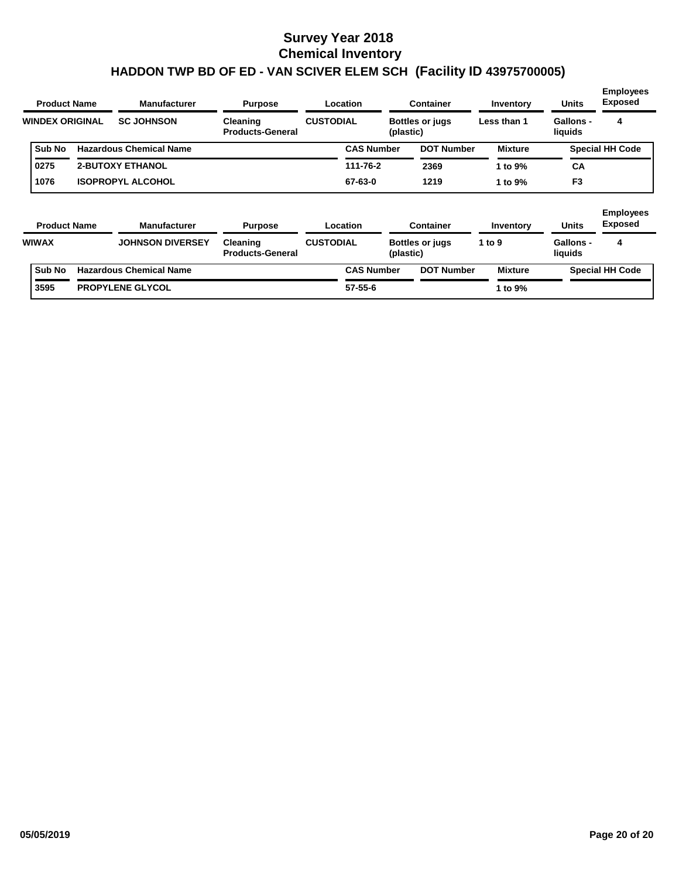# Survey Year 2018
# Chemical Inventory
## HADDON TWP BD OF ED - VAN SCIVER ELEM SCH (Facility ID 43975700005)

| Product Name | Manufacturer | Purpose | Location | Container | Inventory | Units | Employees Exposed |
|---|---|---|---|---|---|---|---|
| WINDEX ORIGINAL | SC JOHNSON | Cleaning Products-General | CUSTODIAL | Bottles or jugs (plastic) | Less than 1 | Gallons - liquids | 4 |

| Sub No | Hazardous Chemical Name | CAS Number | DOT Number | Mixture | Special HH Code |
|---|---|---|---|---|---|
| 0275 | 2-BUTOXY ETHANOL | 111-76-2 | 2369 | 1 to 9% | CA |
| 1076 | ISOPROPYL ALCOHOL | 67-63-0 | 1219 | 1 to 9% | F3 |

| Product Name | Manufacturer | Purpose | Location | Container | Inventory | Units | Employees Exposed |
|---|---|---|---|---|---|---|---|
| WIWAX | JOHNSON DIVERSEY | Cleaning Products-General | CUSTODIAL | Bottles or jugs (plastic) | 1 to 9 | Gallons - liquids | 4 |

| Sub No | Hazardous Chemical Name | CAS Number | DOT Number | Mixture | Special HH Code |
|---|---|---|---|---|---|
| 3595 | PROPYLENE GLYCOL | 57-55-6 | | 1 to 9% | |

05/05/2019